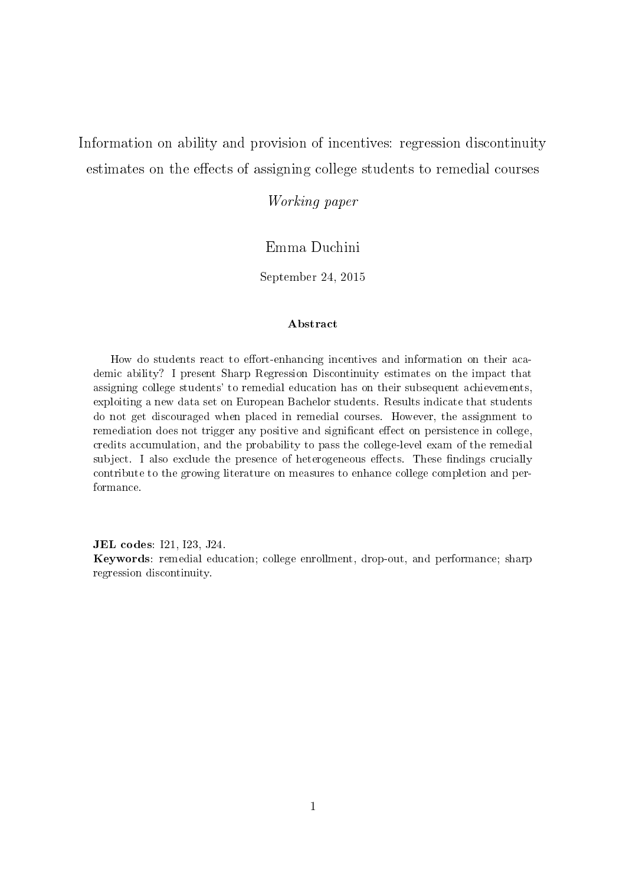# Information on ability and provision of incentives: regression discontinuity estimates on the effects of assigning college students to remedial courses

*Working paper*

Emma Duchini

September 24, 2015

### Abstract

How do students react to effort-enhancing incentives and information on their academic ability? I present Sharp Regression Discontinuity estimates on the impact that assigning college students' to remedial education has on their subsequent achievements, exploiting a new data set on European Bachelor students. Results indicate that students do not get discouraged when placed in remedial courses. However, the assignment to remediation does not trigger any positive and significant effect on persistence in college, credits accumulation, and the probability to pass the college-level exam of the remedial subject. I also exclude the presence of heterogeneous effects. These findings crucially contribute to the growing literature on measures to enhance college completion and performance.

**JEL codes**: I21, I23, J24.
**Keywords**: remedial education; college enrollment, drop-out, and performance; sharp regression discontinuity.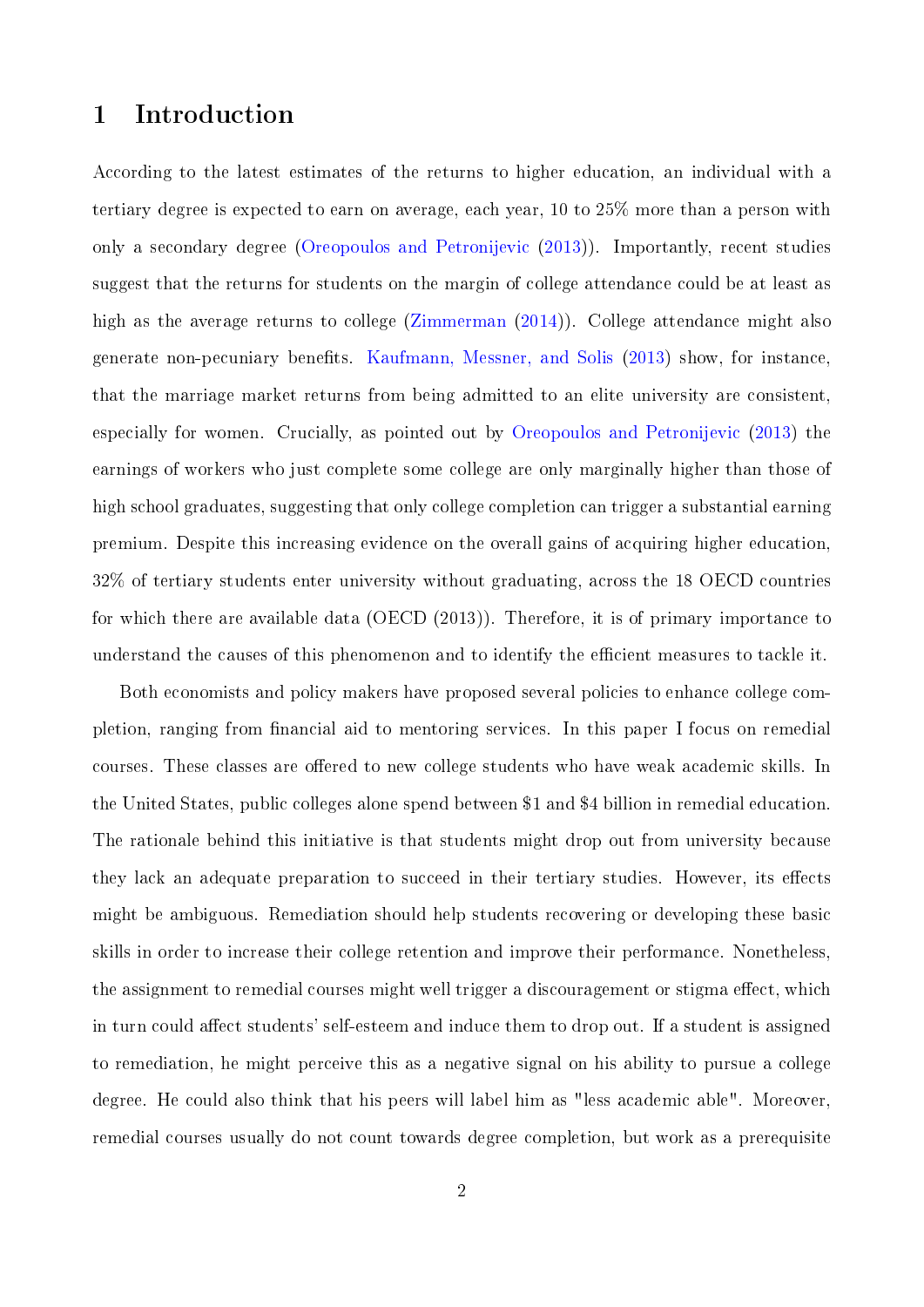# 1 Introduction

According to the latest estimates of the returns to higher education, an individual with a tertiary degree is expected to earn on average, each year, 10 to 25% more than a person with only a secondary degree (Oreopoulos and Petronijevic (2013)). Importantly, recent studies suggest that the returns for students on the margin of college attendance could be at least as high as the average returns to college (Zimmerman (2014)). College attendance might also generate non-pecuniary benefits. Kaufmann, Messner, and Solis (2013) show, for instance, that the marriage market returns from being admitted to an elite university are consistent, especially for women. Crucially, as pointed out by Oreopoulos and Petronijevic (2013) the earnings of workers who just complete some college are only marginally higher than those of high school graduates, suggesting that only college completion can trigger a substantial earning premium. Despite this increasing evidence on the overall gains of acquiring higher education, 32% of tertiary students enter university without graduating, across the 18 OECD countries for which there are available data (OECD (2013)). Therefore, it is of primary importance to understand the causes of this phenomenon and to identify the efficient measures to tackle it.

Both economists and policy makers have proposed several policies to enhance college completion, ranging from financial aid to mentoring services. In this paper I focus on remedial courses. These classes are offered to new college students who have weak academic skills. In the United States, public colleges alone spend between $1 and $4 billion in remedial education. The rationale behind this initiative is that students might drop out from university because they lack an adequate preparation to succeed in their tertiary studies. However, its effects might be ambiguous. Remediation should help students recovering or developing these basic skills in order to increase their college retention and improve their performance. Nonetheless, the assignment to remedial courses might well trigger a discouragement or stigma effect, which in turn could affect students' self-esteem and induce them to drop out. If a student is assigned to remediation, he might perceive this as a negative signal on his ability to pursue a college degree. He could also think that his peers will label him as "less academic able". Moreover, remedial courses usually do not count towards degree completion, but work as a prerequisite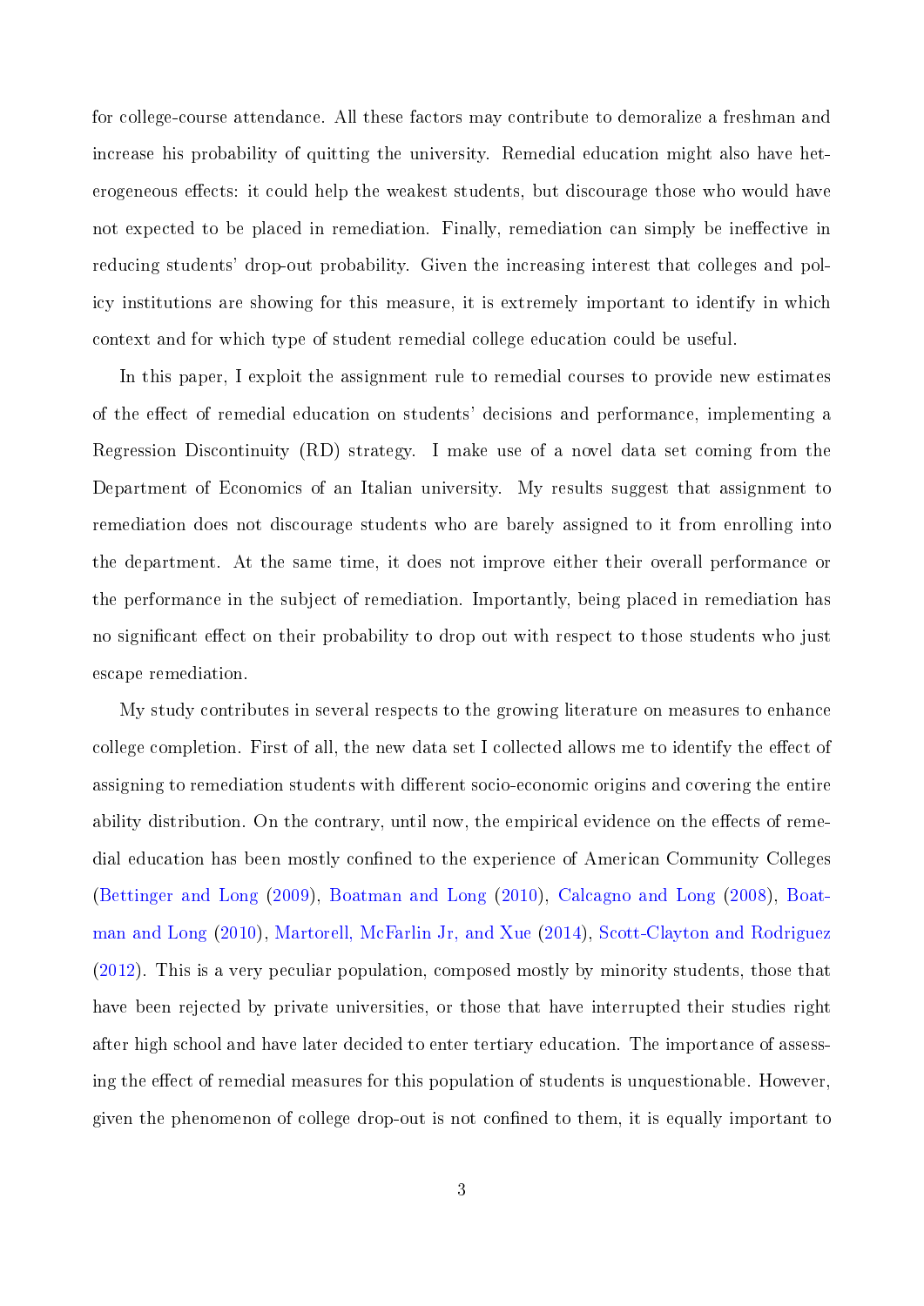for college-course attendance. All these factors may contribute to demoralize a freshman and increase his probability of quitting the university. Remedial education might also have heterogeneous effects: it could help the weakest students, but discourage those who would have not expected to be placed in remediation. Finally, remediation can simply be ineffective in reducing students' drop-out probability. Given the increasing interest that colleges and policy institutions are showing for this measure, it is extremely important to identify in which context and for which type of student remedial college education could be useful.

In this paper, I exploit the assignment rule to remedial courses to provide new estimates of the effect of remedial education on students' decisions and performance, implementing a Regression Discontinuity (RD) strategy. I make use of a novel data set coming from the Department of Economics of an Italian university. My results suggest that assignment to remediation does not discourage students who are barely assigned to it from enrolling into the department. At the same time, it does not improve either their overall performance or the performance in the subject of remediation. Importantly, being placed in remediation has no significant effect on their probability to drop out with respect to those students who just escape remediation.

My study contributes in several respects to the growing literature on measures to enhance college completion. First of all, the new data set I collected allows me to identify the effect of assigning to remediation students with different socio-economic origins and covering the entire ability distribution. On the contrary, until now, the empirical evidence on the effects of remedial education has been mostly confined to the experience of American Community Colleges (Bettinger and Long (2009), Boatman and Long (2010), Calcagno and Long (2008), Boatman and Long (2010), Martorell, McFarlin Jr, and Xue (2014), Scott-Clayton and Rodriguez (2012). This is a very peculiar population, composed mostly by minority students, those that have been rejected by private universities, or those that have interrupted their studies right after high school and have later decided to enter tertiary education. The importance of assessing the effect of remedial measures for this population of students is unquestionable. However, given the phenomenon of college drop-out is not confined to them, it is equally important to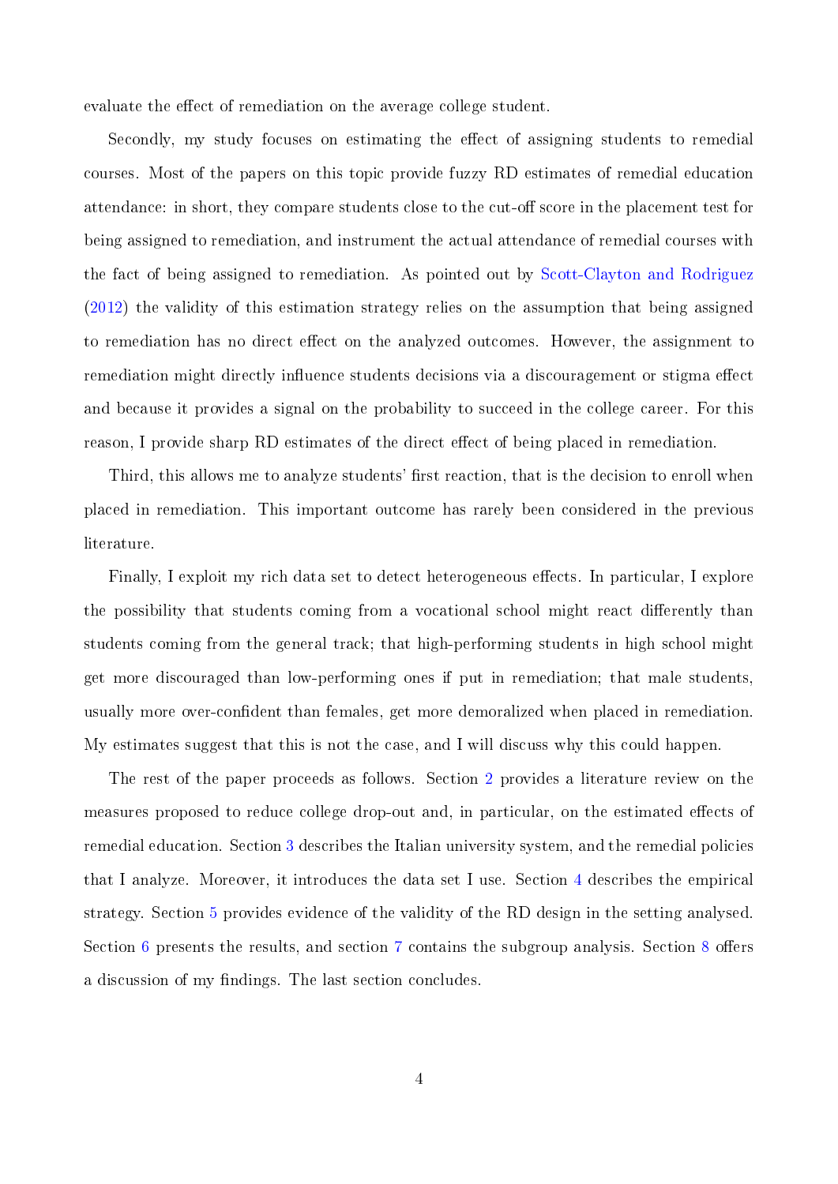evaluate the effect of remediation on the average college student.

Secondly, my study focuses on estimating the effect of assigning students to remedial courses. Most of the papers on this topic provide fuzzy RD estimates of remedial education attendance: in short, they compare students close to the cut-off score in the placement test for being assigned to remediation, and instrument the actual attendance of remedial courses with the fact of being assigned to remediation. As pointed out by Scott-Clayton and Rodriguez (2012) the validity of this estimation strategy relies on the assumption that being assigned to remediation has no direct effect on the analyzed outcomes. However, the assignment to remediation might directly influence students decisions via a discouragement or stigma effect and because it provides a signal on the probability to succeed in the college career. For this reason, I provide sharp RD estimates of the direct effect of being placed in remediation.

Third, this allows me to analyze students' first reaction, that is the decision to enroll when placed in remediation. This important outcome has rarely been considered in the previous literature.

Finally, I exploit my rich data set to detect heterogeneous effects. In particular, I explore the possibility that students coming from a vocational school might react differently than students coming from the general track; that high-performing students in high school might get more discouraged than low-performing ones if put in remediation; that male students, usually more over-confident than females, get more demoralized when placed in remediation. My estimates suggest that this is not the case, and I will discuss why this could happen.

The rest of the paper proceeds as follows. Section 2 provides a literature review on the measures proposed to reduce college drop-out and, in particular, on the estimated effects of remedial education. Section 3 describes the Italian university system, and the remedial policies that I analyze. Moreover, it introduces the data set I use. Section 4 describes the empirical strategy. Section 5 provides evidence of the validity of the RD design in the setting analysed. Section 6 presents the results, and section 7 contains the subgroup analysis. Section 8 offers a discussion of my findings. The last section concludes.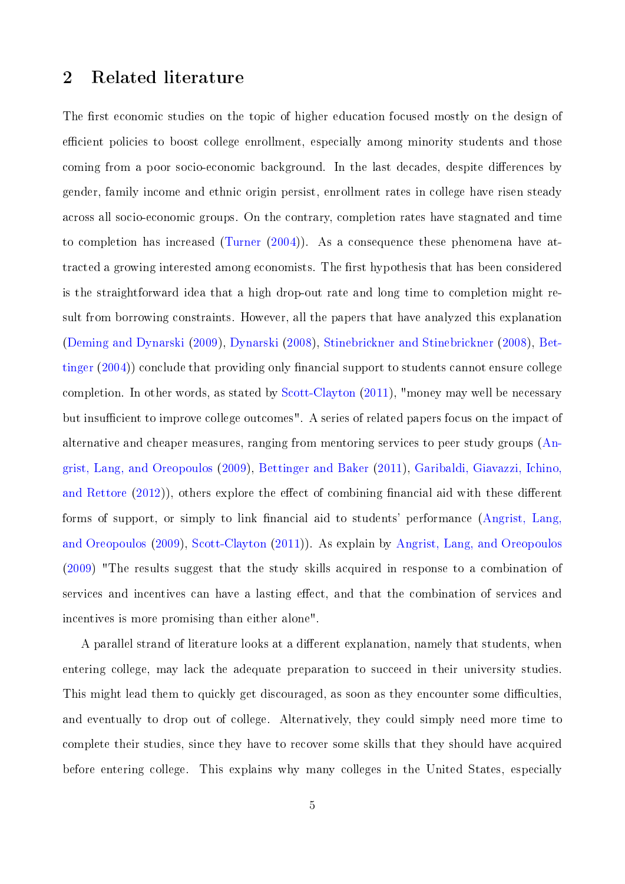## 2 Related literature

The first economic studies on the topic of higher education focused mostly on the design of efficient policies to boost college enrollment, especially among minority students and those coming from a poor socio-economic background. In the last decades, despite differences by gender, family income and ethnic origin persist, enrollment rates in college have risen steady across all socio-economic groups. On the contrary, completion rates have stagnated and time to completion has increased (Turner (2004)). As a consequence these phenomena have attracted a growing interested among economists. The first hypothesis that has been considered is the straightforward idea that a high drop-out rate and long time to completion might result from borrowing constraints. However, all the papers that have analyzed this explanation (Deming and Dynarski (2009), Dynarski (2008), Stinebrickner and Stinebrickner (2008), Bettinger (2004)) conclude that providing only financial support to students cannot ensure college completion. In other words, as stated by Scott-Clayton (2011), "money may well be necessary but insufficient to improve college outcomes". A series of related papers focus on the impact of alternative and cheaper measures, ranging from mentoring services to peer study groups (Angrist, Lang, and Oreopoulos (2009), Bettinger and Baker (2011), Garibaldi, Giavazzi, Ichino, and Rettore (2012)), others explore the effect of combining financial aid with these different forms of support, or simply to link financial aid to students' performance (Angrist, Lang, and Oreopoulos (2009), Scott-Clayton (2011)). As explain by Angrist, Lang, and Oreopoulos (2009) "The results suggest that the study skills acquired in response to a combination of services and incentives can have a lasting effect, and that the combination of services and incentives is more promising than either alone".

A parallel strand of literature looks at a different explanation, namely that students, when entering college, may lack the adequate preparation to succeed in their university studies. This might lead them to quickly get discouraged, as soon as they encounter some difficulties, and eventually to drop out of college. Alternatively, they could simply need more time to complete their studies, since they have to recover some skills that they should have acquired before entering college. This explains why many colleges in the United States, especially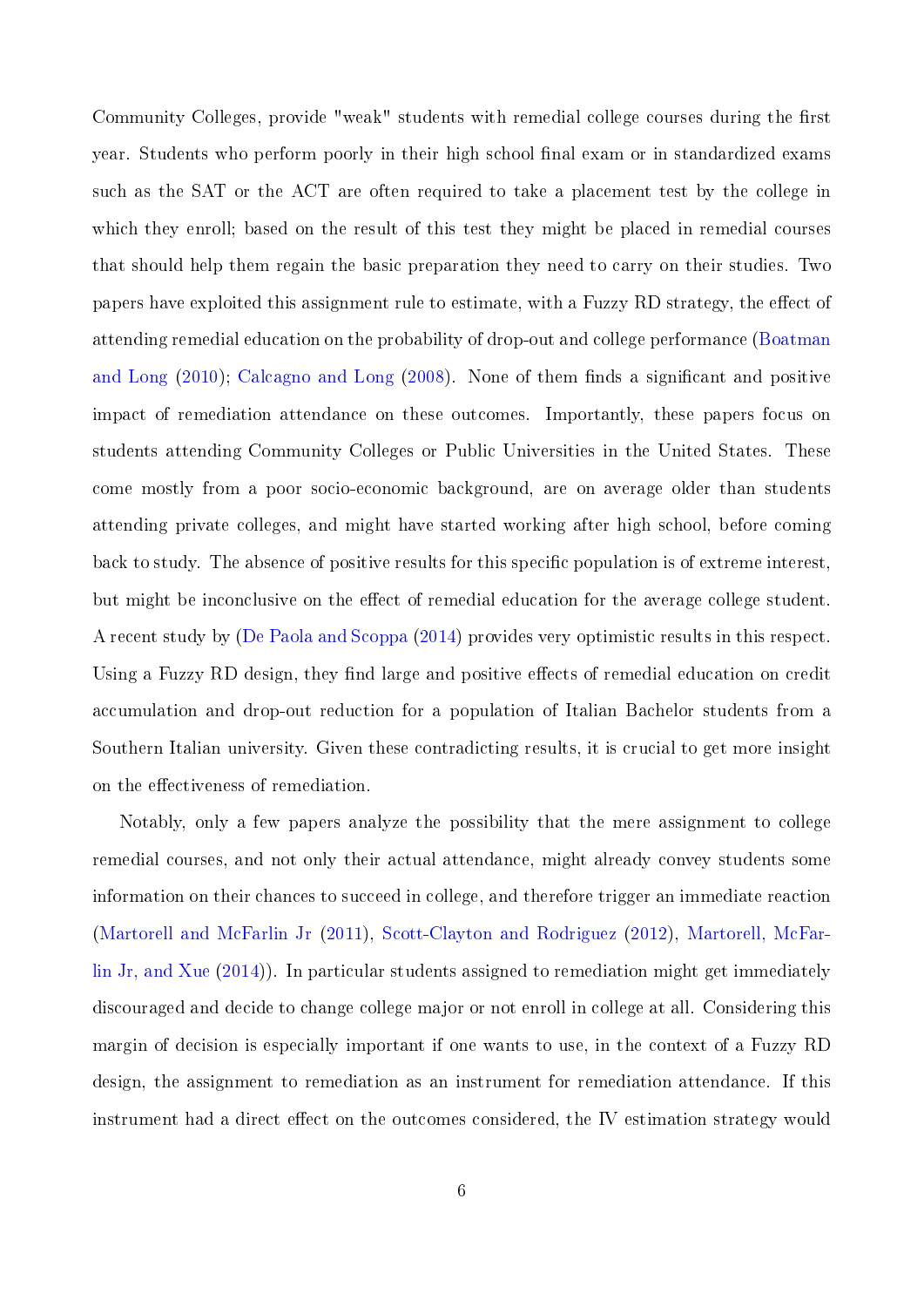Community Colleges, provide "weak" students with remedial college courses during the first year. Students who perform poorly in their high school final exam or in standardized exams such as the SAT or the ACT are often required to take a placement test by the college in which they enroll; based on the result of this test they might be placed in remedial courses that should help them regain the basic preparation they need to carry on their studies. Two papers have exploited this assignment rule to estimate, with a Fuzzy RD strategy, the effect of attending remedial education on the probability of drop-out and college performance (Boatman and Long (2010); Calcagno and Long (2008). None of them finds a significant and positive impact of remediation attendance on these outcomes. Importantly, these papers focus on students attending Community Colleges or Public Universities in the United States. These come mostly from a poor socio-economic background, are on average older than students attending private colleges, and might have started working after high school, before coming back to study. The absence of positive results for this specific population is of extreme interest, but might be inconclusive on the effect of remedial education for the average college student. A recent study by (De Paola and Scoppa (2014) provides very optimistic results in this respect. Using a Fuzzy RD design, they find large and positive effects of remedial education on credit accumulation and drop-out reduction for a population of Italian Bachelor students from a Southern Italian university. Given these contradicting results, it is crucial to get more insight on the effectiveness of remediation.

Notably, only a few papers analyze the possibility that the mere assignment to college remedial courses, and not only their actual attendance, might already convey students some information on their chances to succeed in college, and therefore trigger an immediate reaction (Martorell and McFarlin Jr (2011), Scott-Clayton and Rodriguez (2012), Martorell, McFarlin Jr, and Xue (2014)). In particular students assigned to remediation might get immediately discouraged and decide to change college major or not enroll in college at all. Considering this margin of decision is especially important if one wants to use, in the context of a Fuzzy RD design, the assignment to remediation as an instrument for remediation attendance. If this instrument had a direct effect on the outcomes considered, the IV estimation strategy would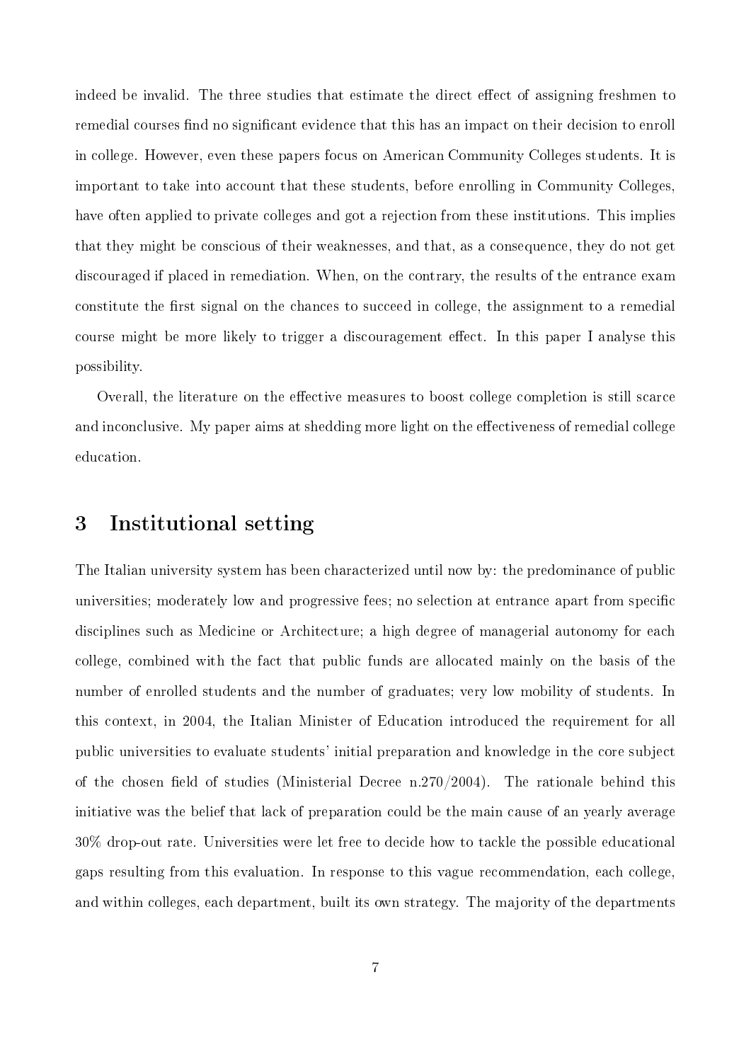indeed be invalid. The three studies that estimate the direct effect of assigning freshmen to remedial courses find no significant evidence that this has an impact on their decision to enroll in college. However, even these papers focus on American Community Colleges students. It is important to take into account that these students, before enrolling in Community Colleges, have often applied to private colleges and got a rejection from these institutions. This implies that they might be conscious of their weaknesses, and that, as a consequence, they do not get discouraged if placed in remediation. When, on the contrary, the results of the entrance exam constitute the first signal on the chances to succeed in college, the assignment to a remedial course might be more likely to trigger a discouragement effect. In this paper I analyse this possibility.

Overall, the literature on the effective measures to boost college completion is still scarce and inconclusive. My paper aims at shedding more light on the effectiveness of remedial college education.

## 3 Institutional setting

The Italian university system has been characterized until now by: the predominance of public universities; moderately low and progressive fees; no selection at entrance apart from specific disciplines such as Medicine or Architecture; a high degree of managerial autonomy for each college, combined with the fact that public funds are allocated mainly on the basis of the number of enrolled students and the number of graduates; very low mobility of students. In this context, in 2004, the Italian Minister of Education introduced the requirement for all public universities to evaluate students' initial preparation and knowledge in the core subject of the chosen field of studies (Ministerial Decree n.270/2004). The rationale behind this initiative was the belief that lack of preparation could be the main cause of an yearly average 30% drop-out rate. Universities were let free to decide how to tackle the possible educational gaps resulting from this evaluation. In response to this vague recommendation, each college, and within colleges, each department, built its own strategy. The majority of the departments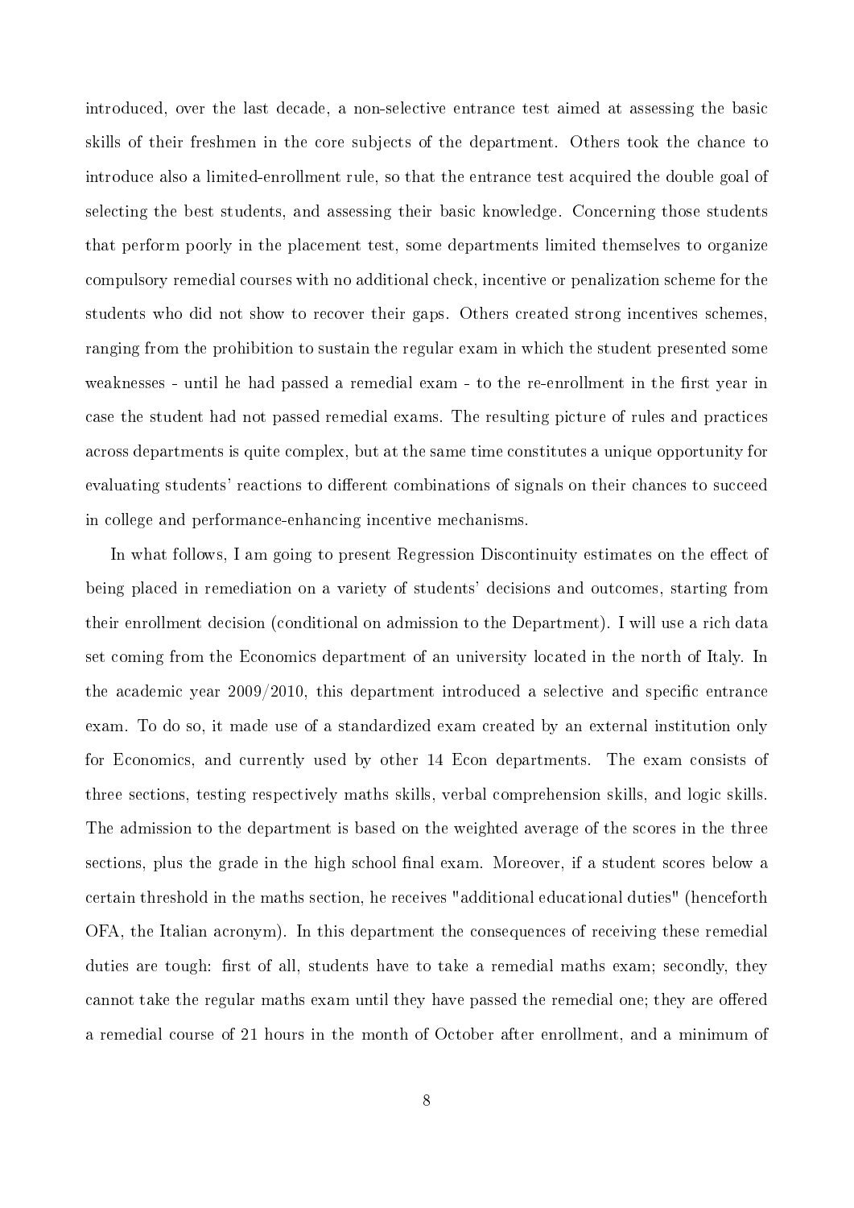introduced, over the last decade, a non-selective entrance test aimed at assessing the basic skills of their freshmen in the core subjects of the department. Others took the chance to introduce also a limited-enrollment rule, so that the entrance test acquired the double goal of selecting the best students, and assessing their basic knowledge. Concerning those students that perform poorly in the placement test, some departments limited themselves to organize compulsory remedial courses with no additional check, incentive or penalization scheme for the students who did not show to recover their gaps. Others created strong incentives schemes, ranging from the prohibition to sustain the regular exam in which the student presented some weaknesses - until he had passed a remedial exam - to the re-enrollment in the first year in case the student had not passed remedial exams. The resulting picture of rules and practices across departments is quite complex, but at the same time constitutes a unique opportunity for evaluating students' reactions to different combinations of signals on their chances to succeed in college and performance-enhancing incentive mechanisms.

In what follows, I am going to present Regression Discontinuity estimates on the effect of being placed in remediation on a variety of students' decisions and outcomes, starting from their enrollment decision (conditional on admission to the Department). I will use a rich data set coming from the Economics department of an university located in the north of Italy. In the academic year 2009/2010, this department introduced a selective and specific entrance exam. To do so, it made use of a standardized exam created by an external institution only for Economics, and currently used by other 14 Econ departments. The exam consists of three sections, testing respectively maths skills, verbal comprehension skills, and logic skills. The admission to the department is based on the weighted average of the scores in the three sections, plus the grade in the high school final exam. Moreover, if a student scores below a certain threshold in the maths section, he receives "additional educational duties" (henceforth OFA, the Italian acronym). In this department the consequences of receiving these remedial duties are tough: first of all, students have to take a remedial maths exam; secondly, they cannot take the regular maths exam until they have passed the remedial one; they are offered a remedial course of 21 hours in the month of October after enrollment, and a minimum of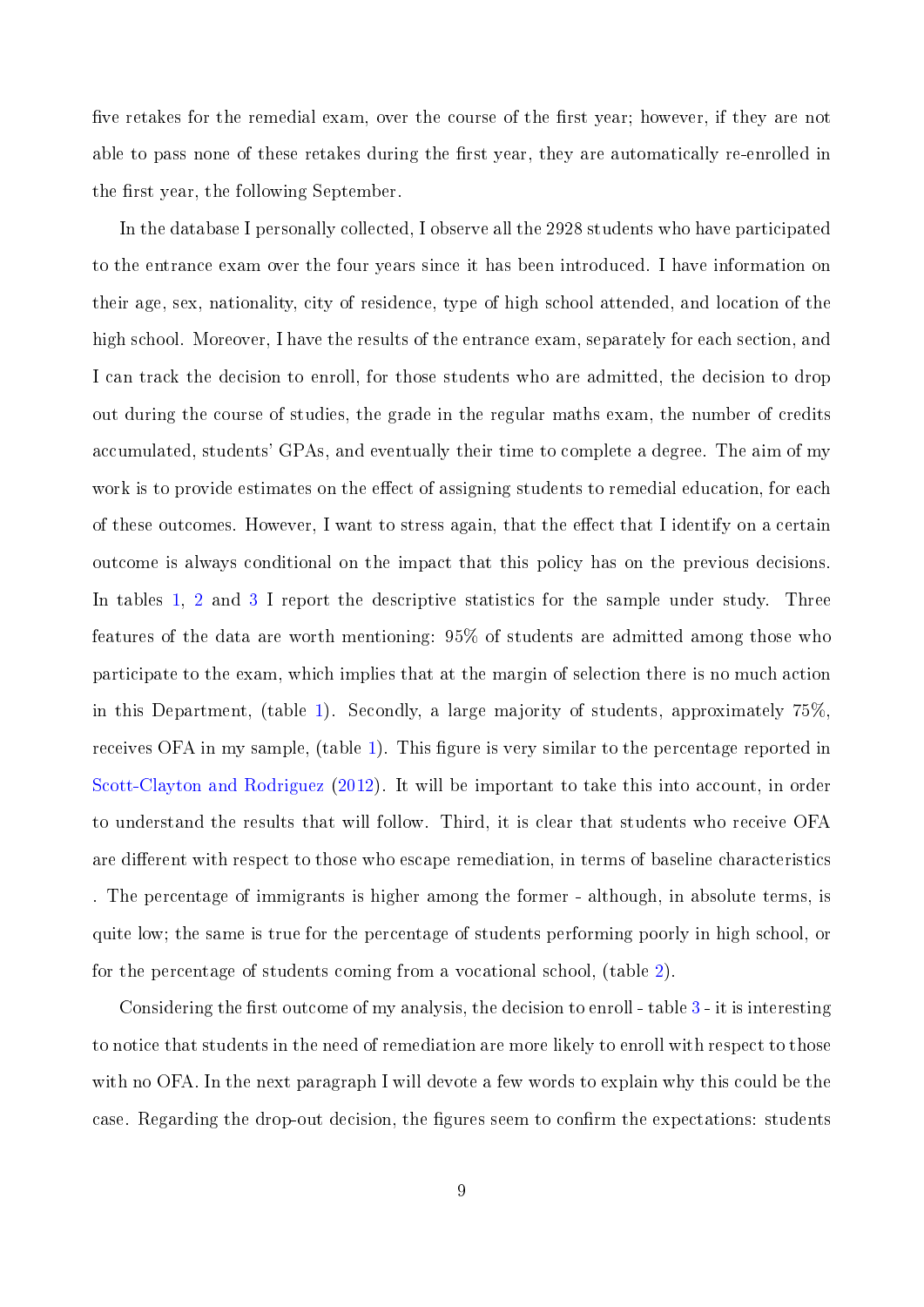five retakes for the remedial exam, over the course of the first year; however, if they are not able to pass none of these retakes during the first year, they are automatically re-enrolled in the first year, the following September.

In the database I personally collected, I observe all the 2928 students who have participated to the entrance exam over the four years since it has been introduced. I have information on their age, sex, nationality, city of residence, type of high school attended, and location of the high school. Moreover, I have the results of the entrance exam, separately for each section, and I can track the decision to enroll, for those students who are admitted, the decision to drop out during the course of studies, the grade in the regular maths exam, the number of credits accumulated, students' GPAs, and eventually their time to complete a degree. The aim of my work is to provide estimates on the effect of assigning students to remedial education, for each of these outcomes. However, I want to stress again, that the effect that I identify on a certain outcome is always conditional on the impact that this policy has on the previous decisions. In tables 1, 2 and 3 I report the descriptive statistics for the sample under study. Three features of the data are worth mentioning: 95% of students are admitted among those who participate to the exam, which implies that at the margin of selection there is no much action in this Department, (table 1). Secondly, a large majority of students, approximately 75%, receives OFA in my sample, (table 1). This figure is very similar to the percentage reported in Scott-Clayton and Rodriguez (2012). It will be important to take this into account, in order to understand the results that will follow. Third, it is clear that students who receive OFA are different with respect to those who escape remediation, in terms of baseline characteristics . The percentage of immigrants is higher among the former - although, in absolute terms, is quite low; the same is true for the percentage of students performing poorly in high school, or for the percentage of students coming from a vocational school, (table 2).

Considering the first outcome of my analysis, the decision to enroll - table 3 - it is interesting to notice that students in the need of remediation are more likely to enroll with respect to those with no OFA. In the next paragraph I will devote a few words to explain why this could be the case. Regarding the drop-out decision, the figures seem to confirm the expectations: students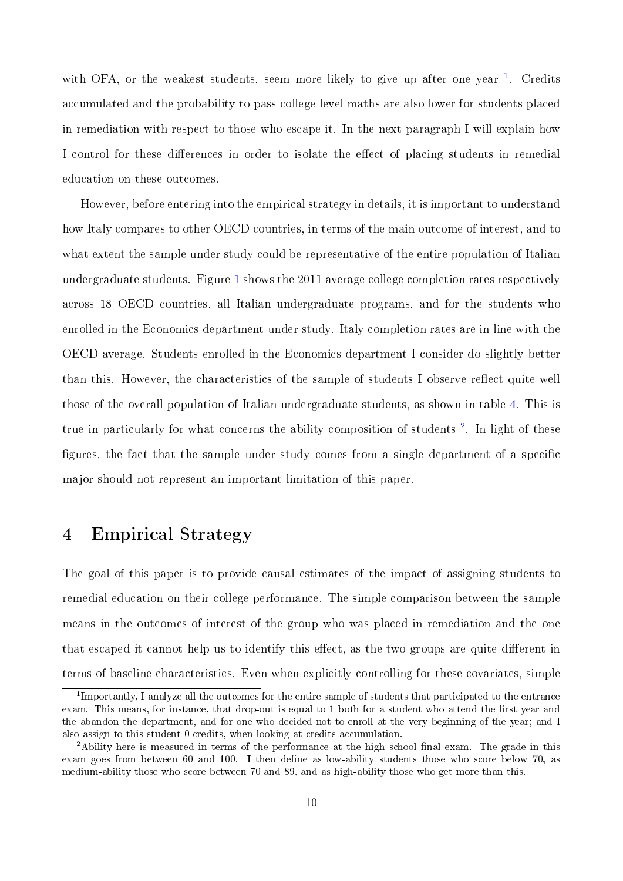with OFA, or the weakest students, seem more likely to give up after one year [1]. Credits accumulated and the probability to pass college-level maths are also lower for students placed in remediation with respect to those who escape it. In the next paragraph I will explain how I control for these differences in order to isolate the effect of placing students in remedial education on these outcomes.

However, before entering into the empirical strategy in details, it is important to understand how Italy compares to other OECD countries, in terms of the main outcome of interest, and to what extent the sample under study could be representative of the entire population of Italian undergraduate students. Figure 1 shows the 2011 average college completion rates respectively across 18 OECD countries, all Italian undergraduate programs, and for the students who enrolled in the Economics department under study. Italy completion rates are in line with the OECD average. Students enrolled in the Economics department I consider do slightly better than this. However, the characteristics of the sample of students I observe reflect quite well those of the overall population of Italian undergraduate students, as shown in table 4. This is true in particularly for what concerns the ability composition of students [2]. In light of these figures, the fact that the sample under study comes from a single department of a specific major should not represent an important limitation of this paper.

## 4 Empirical Strategy

The goal of this paper is to provide causal estimates of the impact of assigning students to remedial education on their college performance. The simple comparison between the sample means in the outcomes of interest of the group who was placed in remediation and the one that escaped it cannot help us to identify this effect, as the two groups are quite different in terms of baseline characteristics. Even when explicitly controlling for these covariates, simple

---

[1] Importantly, I analyze all the outcomes for the entire sample of students that participated to the entrance exam. This means, for instance, that drop-out is equal to 1 both for a student who attend the first year and the abandon the department, and for one who decided not to enroll at the very beginning of the year; and I also assign to this student 0 credits, when looking at credits accumulation.

[2] Ability here is measured in terms of the performance at the high school final exam. The grade in this exam goes from between 60 and 100. I then define as low-ability students those who score below 70, as medium-ability those who score between 70 and 89, and as high-ability those who get more than this.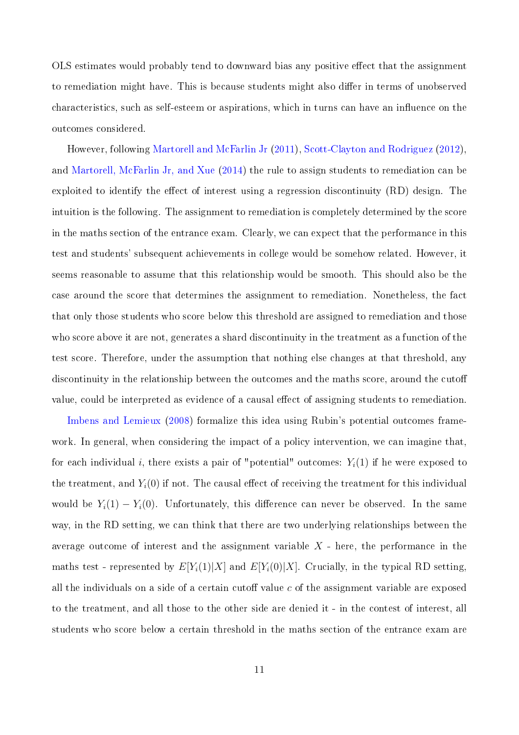OLS estimates would probably tend to downward bias any positive effect that the assignment to remediation might have. This is because students might also differ in terms of unobserved characteristics, such as self-esteem or aspirations, which in turns can have an influence on the outcomes considered.

However, following Martorell and McFarlin Jr (2011), Scott-Clayton and Rodriguez (2012), and Martorell, McFarlin Jr, and Xue (2014) the rule to assign students to remediation can be exploited to identify the effect of interest using a regression discontinuity (RD) design. The intuition is the following. The assignment to remediation is completely determined by the score in the maths section of the entrance exam. Clearly, we can expect that the performance in this test and students' subsequent achievements in college would be somehow related. However, it seems reasonable to assume that this relationship would be smooth. This should also be the case around the score that determines the assignment to remediation. Nonetheless, the fact that only those students who score below this threshold are assigned to remediation and those who score above it are not, generates a shard discontinuity in the treatment as a function of the test score. Therefore, under the assumption that nothing else changes at that threshold, any discontinuity in the relationship between the outcomes and the maths score, around the cutoff value, could be interpreted as evidence of a causal effect of assigning students to remediation.

Imbens and Lemieux (2008) formalize this idea using Rubin's potential outcomes framework. In general, when considering the impact of a policy intervention, we can imagine that, for each individual $i$, there exists a pair of "potential" outcomes: $Y_i(1)$ if he were exposed to the treatment, and $Y_i(0)$ if not. The causal effect of receiving the treatment for this individual would be $Y_i(1) - Y_i(0)$. Unfortunately, this difference can never be observed. In the same way, in the RD setting, we can think that there are two underlying relationships between the average outcome of interest and the assignment variable $X$ - here, the performance in the maths test - represented by $E[Y_i(1)|X]$ and $E[Y_i(0)|X]$. Crucially, in the typical RD setting, all the individuals on a side of a certain cutoff value $c$ of the assignment variable are exposed to the treatment, and all those to the other side are denied it - in the contest of interest, all students who score below a certain threshold in the maths section of the entrance exam are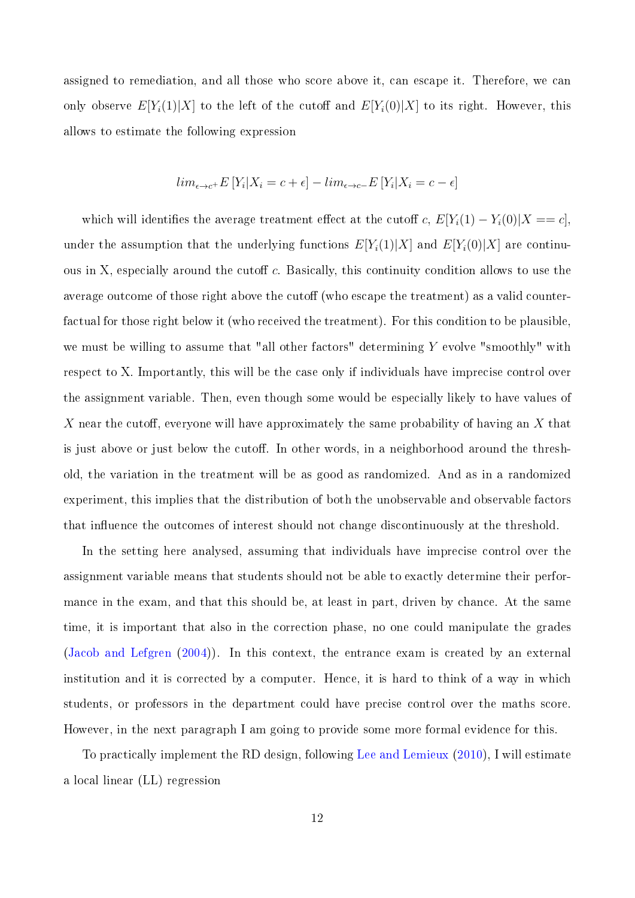assigned to remediation, and all those who score above it, can escape it. Therefore, we can only observe $E[Y_i(1)|X]$ to the left of the cutoff and $E[Y_i(0)|X]$ to its right. However, this allows to estimate the following expression

$$lim_{\epsilon \to c^+} E\left[Y_i|X_i = c + \epsilon\right] - lim_{\epsilon \to c-} E\left[Y_i|X_i = c - \epsilon\right]$$

which will identifies the average treatment effect at the cutoff $c$, $E[Y_i(1) - Y_i(0)|X == c]$, under the assumption that the underlying functions $E[Y_i(1)|X]$ and $E[Y_i(0)|X]$ are continuous in X, especially around the cutoff $c$. Basically, this continuity condition allows to use the average outcome of those right above the cutoff (who escape the treatment) as a valid counterfactual for those right below it (who received the treatment). For this condition to be plausible, we must be willing to assume that "all other factors" determining $Y$ evolve "smoothly" with respect to X. Importantly, this will be the case only if individuals have imprecise control over the assignment variable. Then, even though some would be especially likely to have values of $X$ near the cutoff, everyone will have approximately the same probability of having an $X$ that is just above or just below the cutoff. In other words, in a neighborhood around the threshold, the variation in the treatment will be as good as randomized. And as in a randomized experiment, this implies that the distribution of both the unobservable and observable factors that influence the outcomes of interest should not change discontinuously at the threshold.

In the setting here analysed, assuming that individuals have imprecise control over the assignment variable means that students should not be able to exactly determine their performance in the exam, and that this should be, at least in part, driven by chance. At the same time, it is important that also in the correction phase, no one could manipulate the grades (Jacob and Lefgren (2004)). In this context, the entrance exam is created by an external institution and it is corrected by a computer. Hence, it is hard to think of a way in which students, or professors in the department could have precise control over the maths score. However, in the next paragraph I am going to provide some more formal evidence for this.

To practically implement the RD design, following Lee and Lemieux (2010), I will estimate a local linear (LL) regression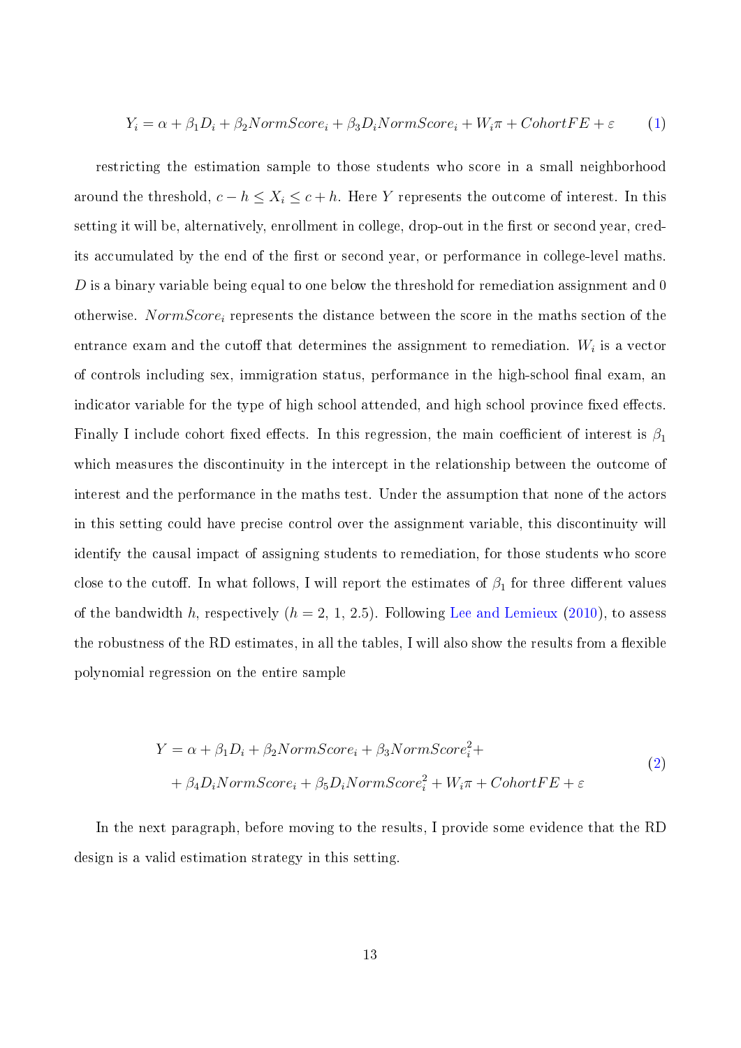$$Y_i = \alpha + \beta_1 D_i + \beta_2 NormScore_i + \beta_3 D_i NormScore_i + W_i\pi + CohortFE + \varepsilon \qquad (1)$$

restricting the estimation sample to those students who score in a small neighborhood around the threshold, $c - h \leq X_i \leq c + h$. Here $Y$ represents the outcome of interest. In this setting it will be, alternatively, enrollment in college, drop-out in the first or second year, credits accumulated by the end of the first or second year, or performance in college-level maths. $D$ is a binary variable being equal to one below the threshold for remediation assignment and 0 otherwise. $NormScore_i$ represents the distance between the score in the maths section of the entrance exam and the cutoff that determines the assignment to remediation. $W_i$ is a vector of controls including sex, immigration status, performance in the high-school final exam, an indicator variable for the type of high school attended, and high school province fixed effects. Finally I include cohort fixed effects. In this regression, the main coefficient of interest is $\beta_1$ which measures the discontinuity in the intercept in the relationship between the outcome of interest and the performance in the maths test. Under the assumption that none of the actors in this setting could have precise control over the assignment variable, this discontinuity will identify the causal impact of assigning students to remediation, for those students who score close to the cutoff. In what follows, I will report the estimates of $\beta_1$ for three different values of the bandwidth $h$, respectively ($h = 2$, 1, 2.5). Following Lee and Lemieux (2010), to assess the robustness of the RD estimates, in all the tables, I will also show the results from a flexible polynomial regression on the entire sample

$$\begin{aligned} Y = {} & \alpha + \beta_1 D_i + \beta_2 NormScore_i + \beta_3 NormScore_i^2 + \\ & + \beta_4 D_i NormScore_i + \beta_5 D_i NormScore_i^2 + W_i\pi + CohortFE + \varepsilon \end{aligned} \qquad (2)$$

In the next paragraph, before moving to the results, I provide some evidence that the RD design is a valid estimation strategy in this setting.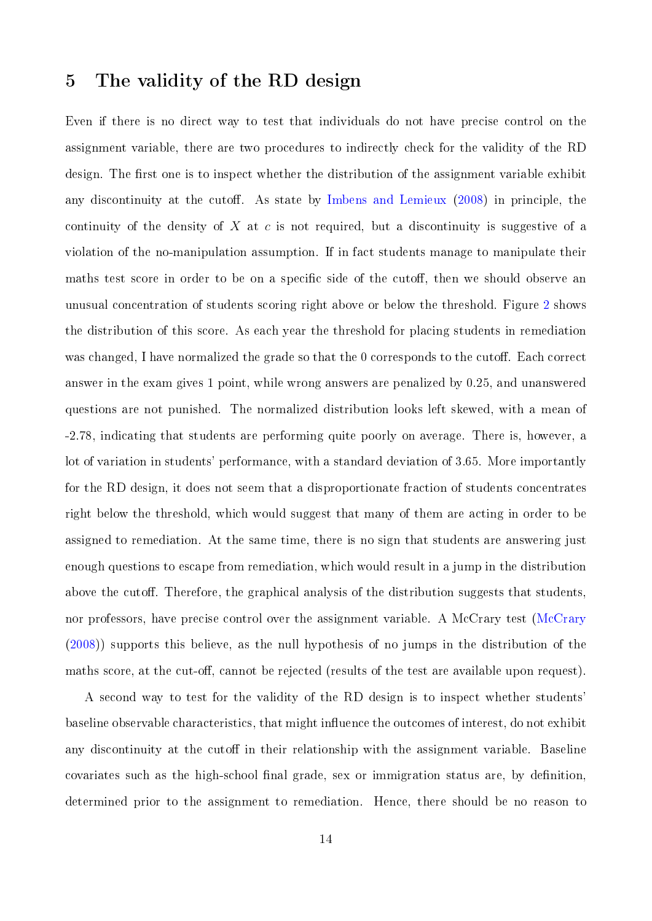## 5 The validity of the RD design

Even if there is no direct way to test that individuals do not have precise control on the assignment variable, there are two procedures to indirectly check for the validity of the RD design. The first one is to inspect whether the distribution of the assignment variable exhibit any discontinuity at the cutoff. As state by Imbens and Lemieux (2008) in principle, the continuity of the density of $X$ at $c$ is not required, but a discontinuity is suggestive of a violation of the no-manipulation assumption. If in fact students manage to manipulate their maths test score in order to be on a specific side of the cutoff, then we should observe an unusual concentration of students scoring right above or below the threshold. Figure 2 shows the distribution of this score. As each year the threshold for placing students in remediation was changed, I have normalized the grade so that the 0 corresponds to the cutoff. Each correct answer in the exam gives 1 point, while wrong answers are penalized by 0.25, and unanswered questions are not punished. The normalized distribution looks left skewed, with a mean of -2.78, indicating that students are performing quite poorly on average. There is, however, a lot of variation in students' performance, with a standard deviation of 3.65. More importantly for the RD design, it does not seem that a disproportionate fraction of students concentrates right below the threshold, which would suggest that many of them are acting in order to be assigned to remediation. At the same time, there is no sign that students are answering just enough questions to escape from remediation, which would result in a jump in the distribution above the cutoff. Therefore, the graphical analysis of the distribution suggests that students, nor professors, have precise control over the assignment variable. A McCrary test (McCrary (2008)) supports this believe, as the null hypothesis of no jumps in the distribution of the maths score, at the cut-off, cannot be rejected (results of the test are available upon request).

A second way to test for the validity of the RD design is to inspect whether students' baseline observable characteristics, that might influence the outcomes of interest, do not exhibit any discontinuity at the cutoff in their relationship with the assignment variable. Baseline covariates such as the high-school final grade, sex or immigration status are, by definition, determined prior to the assignment to remediation. Hence, there should be no reason to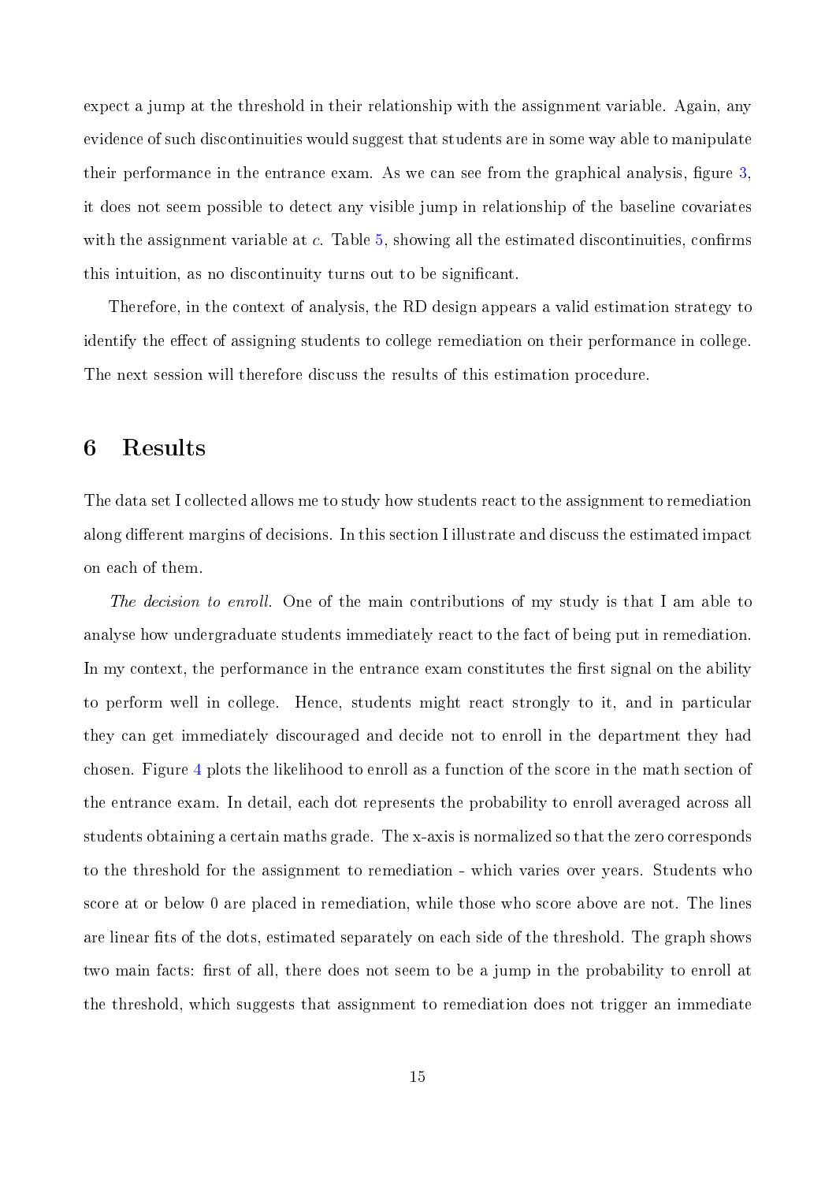expect a jump at the threshold in their relationship with the assignment variable. Again, any evidence of such discontinuities would suggest that students are in some way able to manipulate their performance in the entrance exam. As we can see from the graphical analysis, figure 3, it does not seem possible to detect any visible jump in relationship of the baseline covariates with the assignment variable at $c$. Table 5, showing all the estimated discontinuities, confirms this intuition, as no discontinuity turns out to be significant.

Therefore, in the context of analysis, the RD design appears a valid estimation strategy to identify the effect of assigning students to college remediation on their performance in college. The next session will therefore discuss the results of this estimation procedure.

# 6 Results

The data set I collected allows me to study how students react to the assignment to remediation along different margins of decisions. In this section I illustrate and discuss the estimated impact on each of them.

*The decision to enroll.* One of the main contributions of my study is that I am able to analyse how undergraduate students immediately react to the fact of being put in remediation. In my context, the performance in the entrance exam constitutes the first signal on the ability to perform well in college. Hence, students might react strongly to it, and in particular they can get immediately discouraged and decide not to enroll in the department they had chosen. Figure 4 plots the likelihood to enroll as a function of the score in the math section of the entrance exam. In detail, each dot represents the probability to enroll averaged across all students obtaining a certain maths grade. The x-axis is normalized so that the zero corresponds to the threshold for the assignment to remediation - which varies over years. Students who score at or below 0 are placed in remediation, while those who score above are not. The lines are linear fits of the dots, estimated separately on each side of the threshold. The graph shows two main facts: first of all, there does not seem to be a jump in the probability to enroll at the threshold, which suggests that assignment to remediation does not trigger an immediate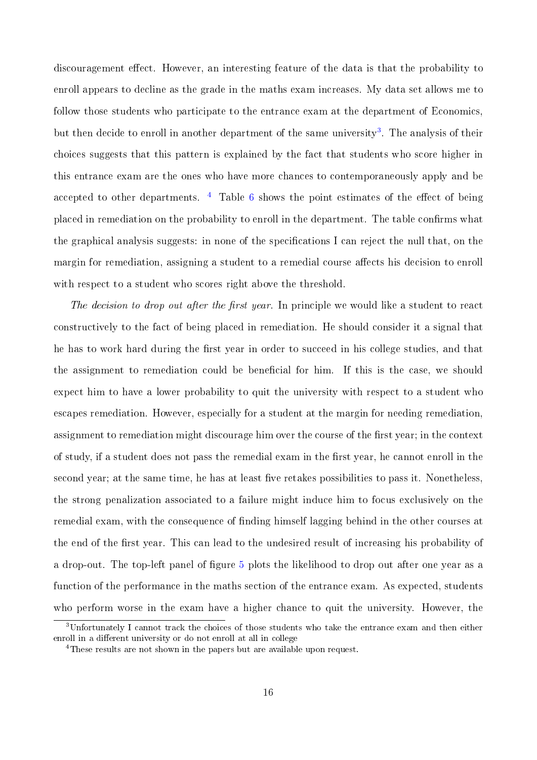discouragement effect. However, an interesting feature of the data is that the probability to enroll appears to decline as the grade in the maths exam increases. My data set allows me to follow those students who participate to the entrance exam at the department of Economics, but then decide to enroll in another department of the same university[3]. The analysis of their choices suggests that this pattern is explained by the fact that students who score higher in this entrance exam are the ones who have more chances to contemporaneously apply and be accepted to other departments. [4] Table 6 shows the point estimates of the effect of being placed in remediation on the probability to enroll in the department. The table confirms what the graphical analysis suggests: in none of the specifications I can reject the null that, on the margin for remediation, assigning a student to a remedial course affects his decision to enroll with respect to a student who scores right above the threshold.

*The decision to drop out after the first year.* In principle we would like a student to react constructively to the fact of being placed in remediation. He should consider it a signal that he has to work hard during the first year in order to succeed in his college studies, and that the assignment to remediation could be beneficial for him. If this is the case, we should expect him to have a lower probability to quit the university with respect to a student who escapes remediation. However, especially for a student at the margin for needing remediation, assignment to remediation might discourage him over the course of the first year; in the context of study, if a student does not pass the remedial exam in the first year, he cannot enroll in the second year; at the same time, he has at least five retakes possibilities to pass it. Nonetheless, the strong penalization associated to a failure might induce him to focus exclusively on the remedial exam, with the consequence of finding himself lagging behind in the other courses at the end of the first year. This can lead to the undesired result of increasing his probability of a drop-out. The top-left panel of figure 5 plots the likelihood to drop out after one year as a function of the performance in the maths section of the entrance exam. As expected, students who perform worse in the exam have a higher chance to quit the university. However, the

[3] Unfortunately I cannot track the choices of those students who take the entrance exam and then either enroll in a different university or do not enroll at all in college

[4] These results are not shown in the papers but are available upon request.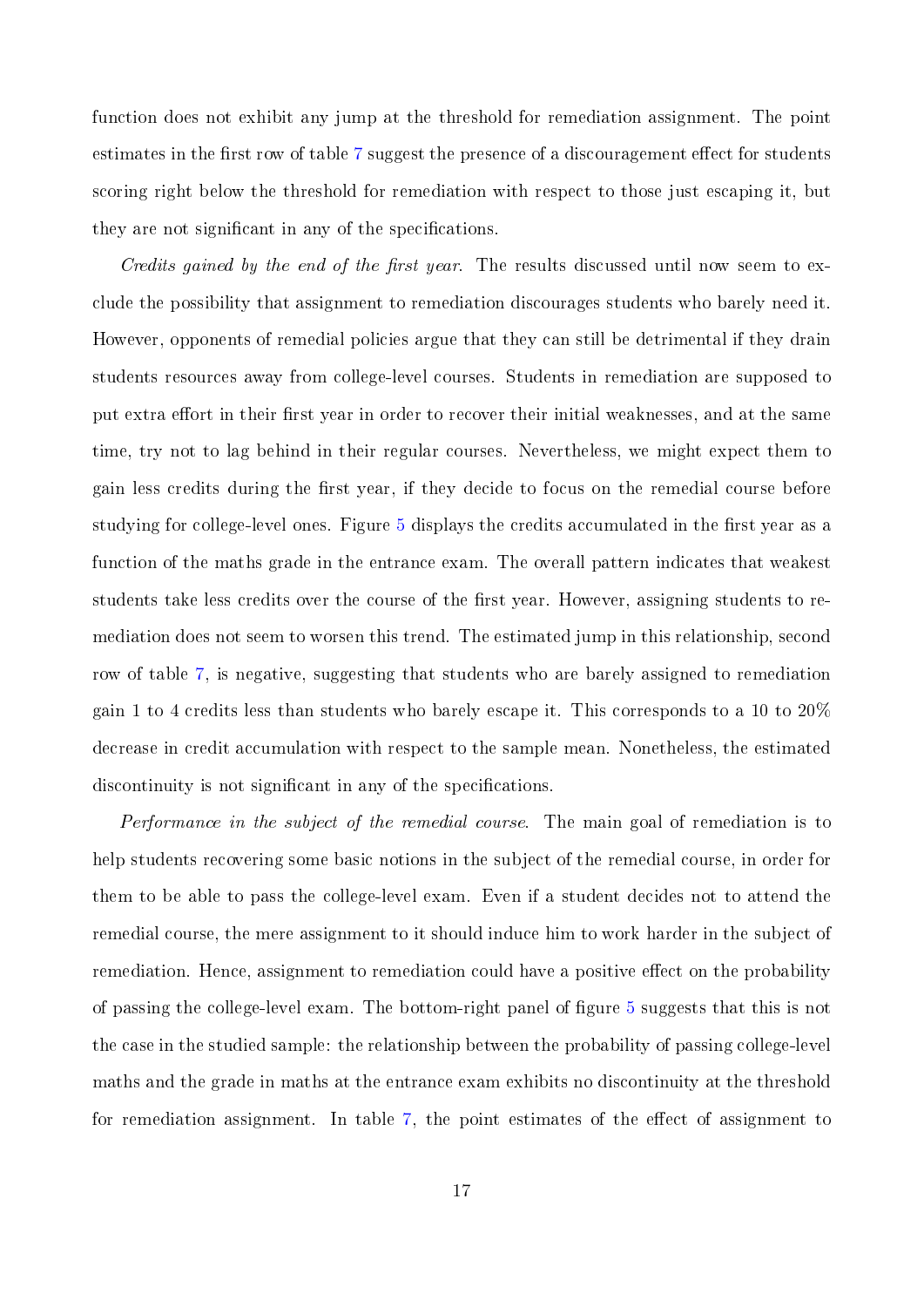function does not exhibit any jump at the threshold for remediation assignment. The point estimates in the first row of table 7 suggest the presence of a discouragement effect for students scoring right below the threshold for remediation with respect to those just escaping it, but they are not significant in any of the specifications.

*Credits gained by the end of the first year.* The results discussed until now seem to exclude the possibility that assignment to remediation discourages students who barely need it. However, opponents of remedial policies argue that they can still be detrimental if they drain students resources away from college-level courses. Students in remediation are supposed to put extra effort in their first year in order to recover their initial weaknesses, and at the same time, try not to lag behind in their regular courses. Nevertheless, we might expect them to gain less credits during the first year, if they decide to focus on the remedial course before studying for college-level ones. Figure 5 displays the credits accumulated in the first year as a function of the maths grade in the entrance exam. The overall pattern indicates that weakest students take less credits over the course of the first year. However, assigning students to remediation does not seem to worsen this trend. The estimated jump in this relationship, second row of table 7, is negative, suggesting that students who are barely assigned to remediation gain 1 to 4 credits less than students who barely escape it. This corresponds to a 10 to 20% decrease in credit accumulation with respect to the sample mean. Nonetheless, the estimated discontinuity is not significant in any of the specifications.

*Performance in the subject of the remedial course.* The main goal of remediation is to help students recovering some basic notions in the subject of the remedial course, in order for them to be able to pass the college-level exam. Even if a student decides not to attend the remedial course, the mere assignment to it should induce him to work harder in the subject of remediation. Hence, assignment to remediation could have a positive effect on the probability of passing the college-level exam. The bottom-right panel of figure 5 suggests that this is not the case in the studied sample: the relationship between the probability of passing college-level maths and the grade in maths at the entrance exam exhibits no discontinuity at the threshold for remediation assignment. In table 7, the point estimates of the effect of assignment to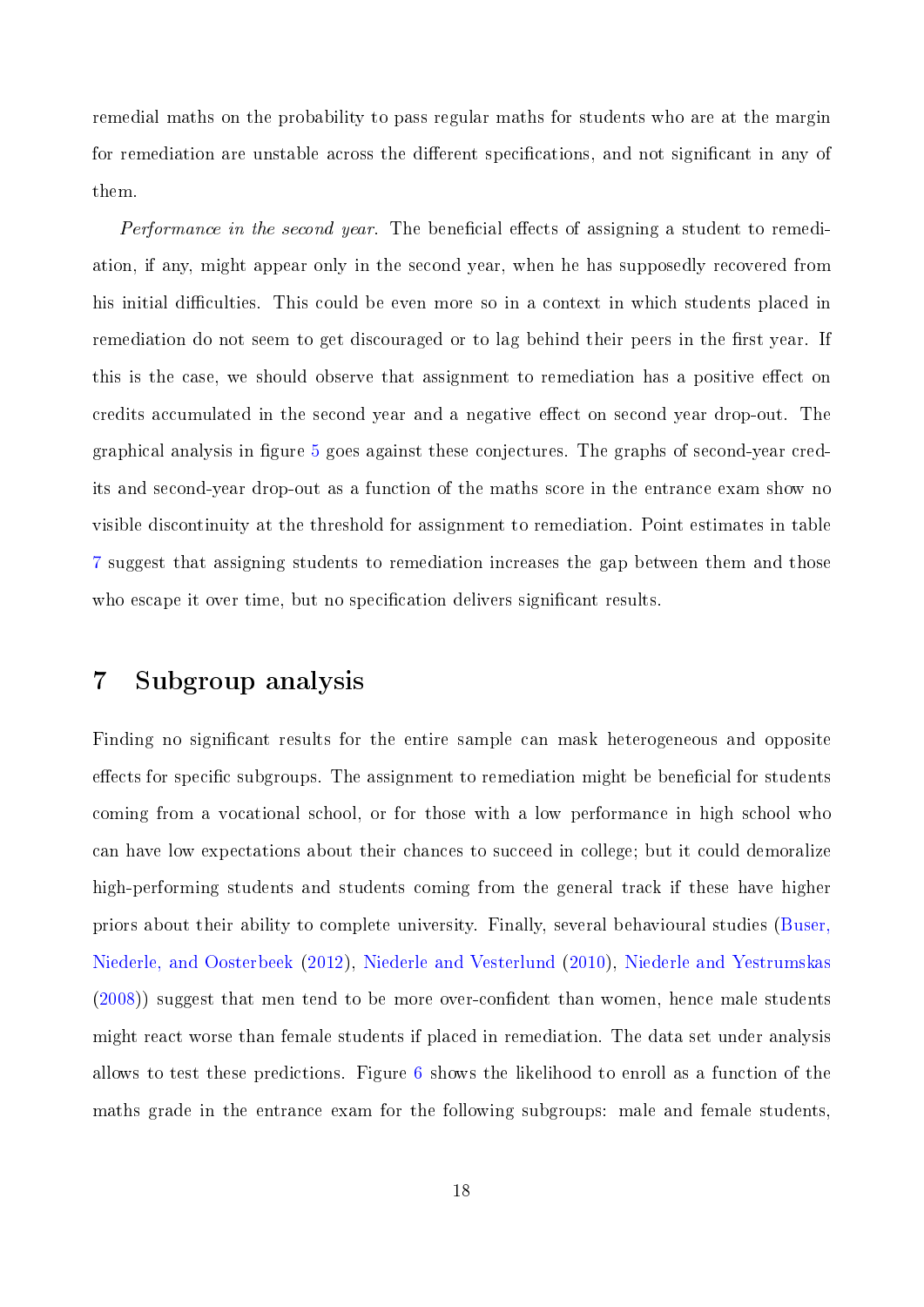remedial maths on the probability to pass regular maths for students who are at the margin for remediation are unstable across the different specifications, and not significant in any of them.

*Performance in the second year.* The beneficial effects of assigning a student to remediation, if any, might appear only in the second year, when he has supposedly recovered from his initial difficulties. This could be even more so in a context in which students placed in remediation do not seem to get discouraged or to lag behind their peers in the first year. If this is the case, we should observe that assignment to remediation has a positive effect on credits accumulated in the second year and a negative effect on second year drop-out. The graphical analysis in figure 5 goes against these conjectures. The graphs of second-year credits and second-year drop-out as a function of the maths score in the entrance exam show no visible discontinuity at the threshold for assignment to remediation. Point estimates in table 7 suggest that assigning students to remediation increases the gap between them and those who escape it over time, but no specification delivers significant results.

## 7 Subgroup analysis

Finding no significant results for the entire sample can mask heterogeneous and opposite effects for specific subgroups. The assignment to remediation might be beneficial for students coming from a vocational school, or for those with a low performance in high school who can have low expectations about their chances to succeed in college; but it could demoralize high-performing students and students coming from the general track if these have higher priors about their ability to complete university. Finally, several behavioural studies (Buser, Niederle, and Oosterbeek (2012), Niederle and Vesterlund (2010), Niederle and Yestrumskas (2008)) suggest that men tend to be more over-confident than women, hence male students might react worse than female students if placed in remediation. The data set under analysis allows to test these predictions. Figure 6 shows the likelihood to enroll as a function of the maths grade in the entrance exam for the following subgroups: male and female students,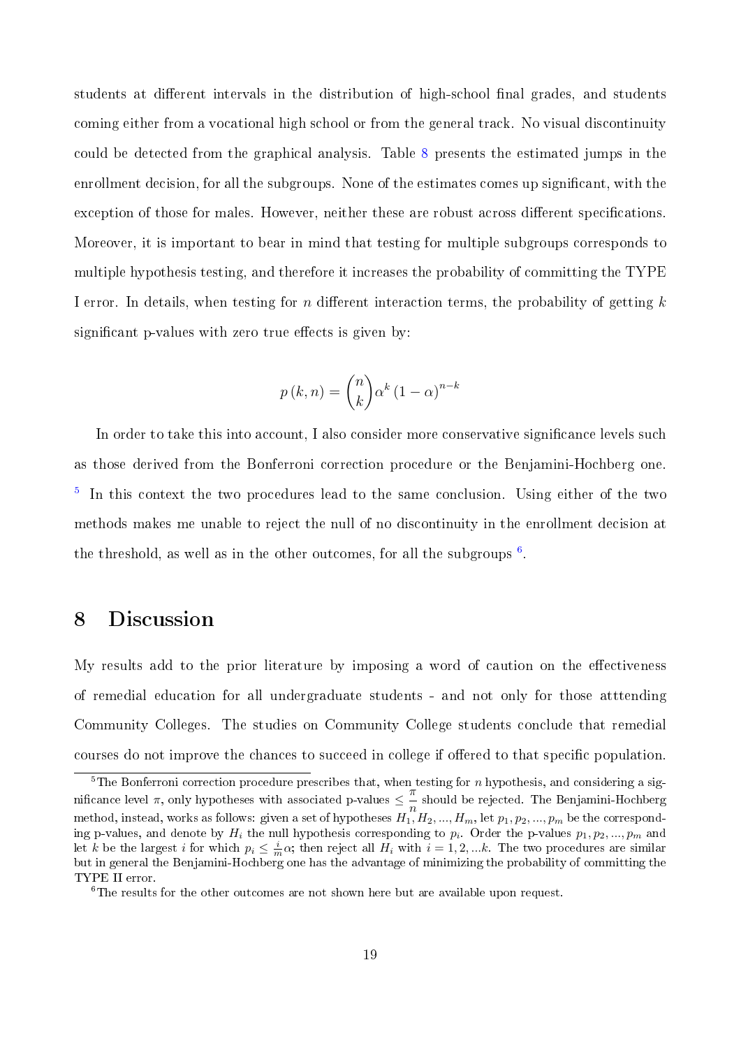students at different intervals in the distribution of high-school final grades, and students coming either from a vocational high school or from the general track. No visual discontinuity could be detected from the graphical analysis. Table 8 presents the estimated jumps in the enrollment decision, for all the subgroups. None of the estimates comes up significant, with the exception of those for males. However, neither these are robust across different specifications. Moreover, it is important to bear in mind that testing for multiple subgroups corresponds to multiple hypothesis testing, and therefore it increases the probability of committing the TYPE I error. In details, when testing for $n$ different interaction terms, the probability of getting $k$ significant p-values with zero true effects is given by:

$$p\left(k,n\right) = \binom{n}{k} \alpha^{k} \left(1-\alpha\right)^{n-k}$$

In order to take this into account, I also consider more conservative significance levels such as those derived from the Bonferroni correction procedure or the Benjamini-Hochberg one. [5] In this context the two procedures lead to the same conclusion. Using either of the two methods makes me unable to reject the null of no discontinuity in the enrollment decision at the threshold, as well as in the other outcomes, for all the subgroups [6].

# 8 Discussion

My results add to the prior literature by imposing a word of caution on the effectiveness of remedial education for all undergraduate students - and not only for those atttending Community Colleges. The studies on Community College students conclude that remedial courses do not improve the chances to succeed in college if offered to that specific population.

---

[5] The Bonferroni correction procedure prescribes that, when testing for $n$ hypothesis, and considering a significance level $\pi$, only hypotheses with associated p-values $\leq \frac{\pi}{n}$ should be rejected. The Benjamini-Hochberg method, instead, works as follows: given a set of hypotheses $H_1, H_2, ..., H_m$, let $p_1, p_2, ..., p_m$ be the corresponding p-values, and denote by $H_i$ the null hypothesis corresponding to $p_i$. Order the p-values $p_1, p_2, ..., p_m$ and let $k$ be the largest $i$ for which $p_i \leq \frac{i}{m}\alpha$; then reject all $H_i$ with $i = 1, 2, ...k$. The two procedures are similar but in general the Benjamini-Hochberg one has the advantage of minimizing the probability of committing the TYPE II error.

[6] The results for the other outcomes are not shown here but are available upon request.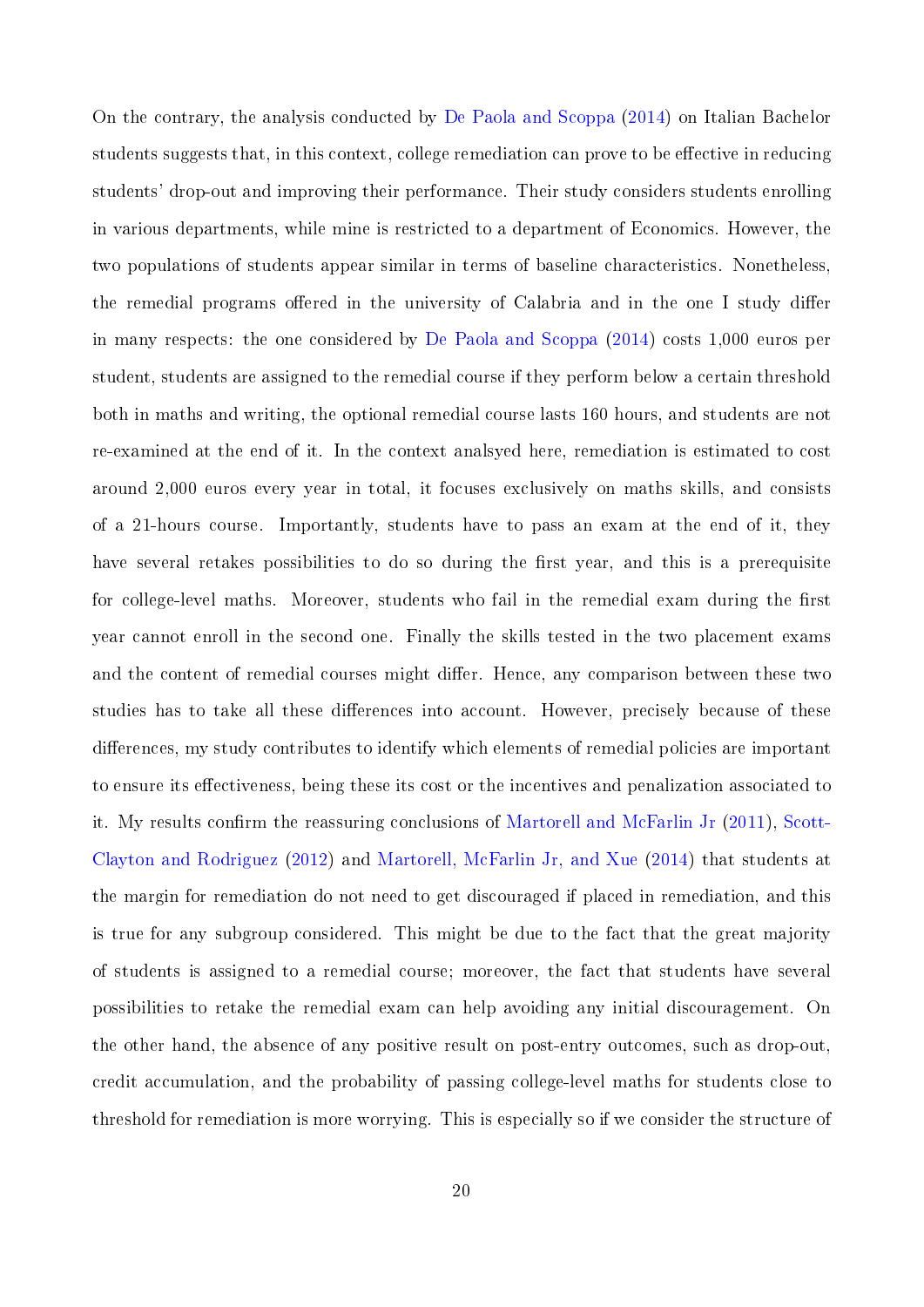On the contrary, the analysis conducted by De Paola and Scoppa (2014) on Italian Bachelor students suggests that, in this context, college remediation can prove to be effective in reducing students' drop-out and improving their performance. Their study considers students enrolling in various departments, while mine is restricted to a department of Economics. However, the two populations of students appear similar in terms of baseline characteristics. Nonetheless, the remedial programs offered in the university of Calabria and in the one I study differ in many respects: the one considered by De Paola and Scoppa (2014) costs 1,000 euros per student, students are assigned to the remedial course if they perform below a certain threshold both in maths and writing, the optional remedial course lasts 160 hours, and students are not re-examined at the end of it. In the context analsyed here, remediation is estimated to cost around 2,000 euros every year in total, it focuses exclusively on maths skills, and consists of a 21-hours course. Importantly, students have to pass an exam at the end of it, they have several retakes possibilities to do so during the first year, and this is a prerequisite for college-level maths. Moreover, students who fail in the remedial exam during the first year cannot enroll in the second one. Finally the skills tested in the two placement exams and the content of remedial courses might differ. Hence, any comparison between these two studies has to take all these differences into account. However, precisely because of these differences, my study contributes to identify which elements of remedial policies are important to ensure its effectiveness, being these its cost or the incentives and penalization associated to it. My results confirm the reassuring conclusions of Martorell and McFarlin Jr (2011), Scott-Clayton and Rodriguez (2012) and Martorell, McFarlin Jr, and Xue (2014) that students at the margin for remediation do not need to get discouraged if placed in remediation, and this is true for any subgroup considered. This might be due to the fact that the great majority of students is assigned to a remedial course; moreover, the fact that students have several possibilities to retake the remedial exam can help avoiding any initial discouragement. On the other hand, the absence of any positive result on post-entry outcomes, such as drop-out, credit accumulation, and the probability of passing college-level maths for students close to threshold for remediation is more worrying. This is especially so if we consider the structure of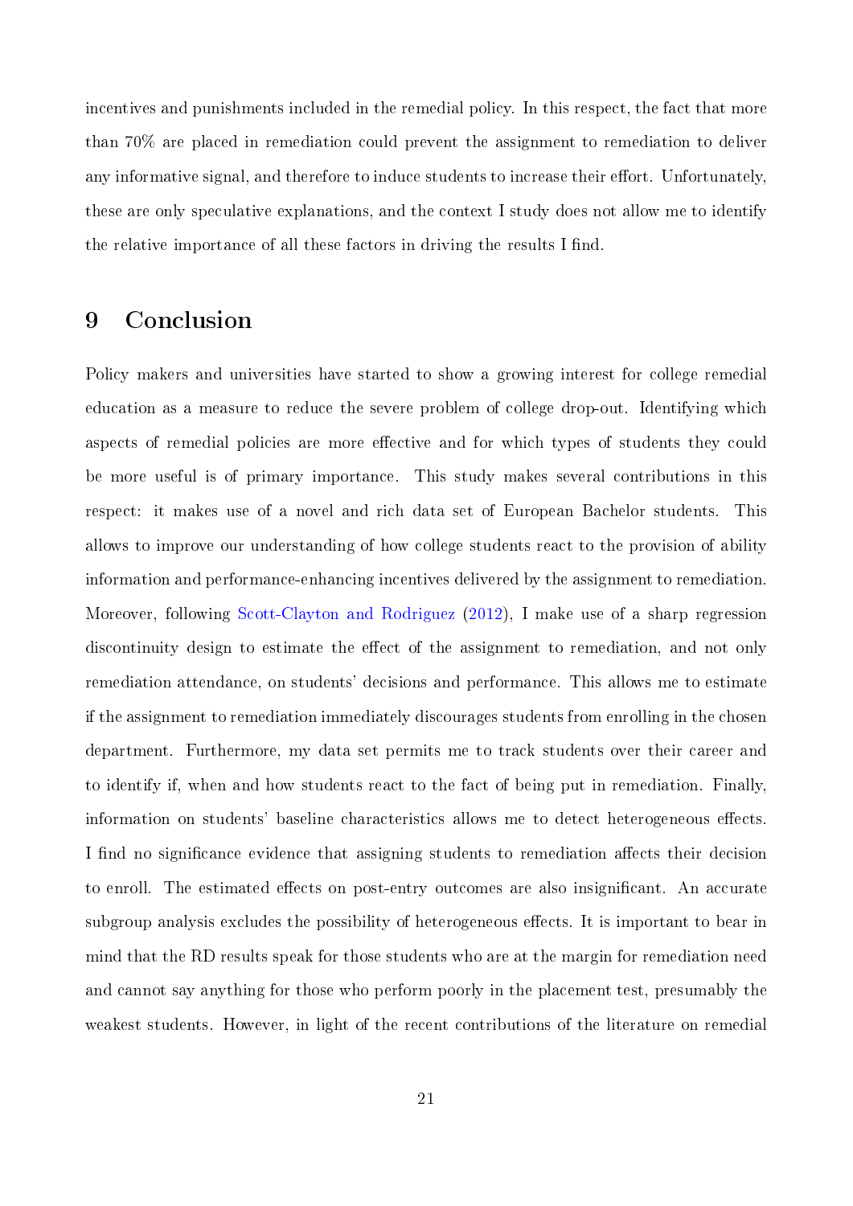incentives and punishments included in the remedial policy. In this respect, the fact that more than 70% are placed in remediation could prevent the assignment to remediation to deliver any informative signal, and therefore to induce students to increase their effort. Unfortunately, these are only speculative explanations, and the context I study does not allow me to identify the relative importance of all these factors in driving the results I find.

# 9 Conclusion

Policy makers and universities have started to show a growing interest for college remedial education as a measure to reduce the severe problem of college drop-out. Identifying which aspects of remedial policies are more effective and for which types of students they could be more useful is of primary importance. This study makes several contributions in this respect: it makes use of a novel and rich data set of European Bachelor students. This allows to improve our understanding of how college students react to the provision of ability information and performance-enhancing incentives delivered by the assignment to remediation. Moreover, following Scott-Clayton and Rodriguez (2012), I make use of a sharp regression discontinuity design to estimate the effect of the assignment to remediation, and not only remediation attendance, on students' decisions and performance. This allows me to estimate if the assignment to remediation immediately discourages students from enrolling in the chosen department. Furthermore, my data set permits me to track students over their career and to identify if, when and how students react to the fact of being put in remediation. Finally, information on students' baseline characteristics allows me to detect heterogeneous effects. I find no significance evidence that assigning students to remediation affects their decision to enroll. The estimated effects on post-entry outcomes are also insignificant. An accurate subgroup analysis excludes the possibility of heterogeneous effects. It is important to bear in mind that the RD results speak for those students who are at the margin for remediation need and cannot say anything for those who perform poorly in the placement test, presumably the weakest students. However, in light of the recent contributions of the literature on remedial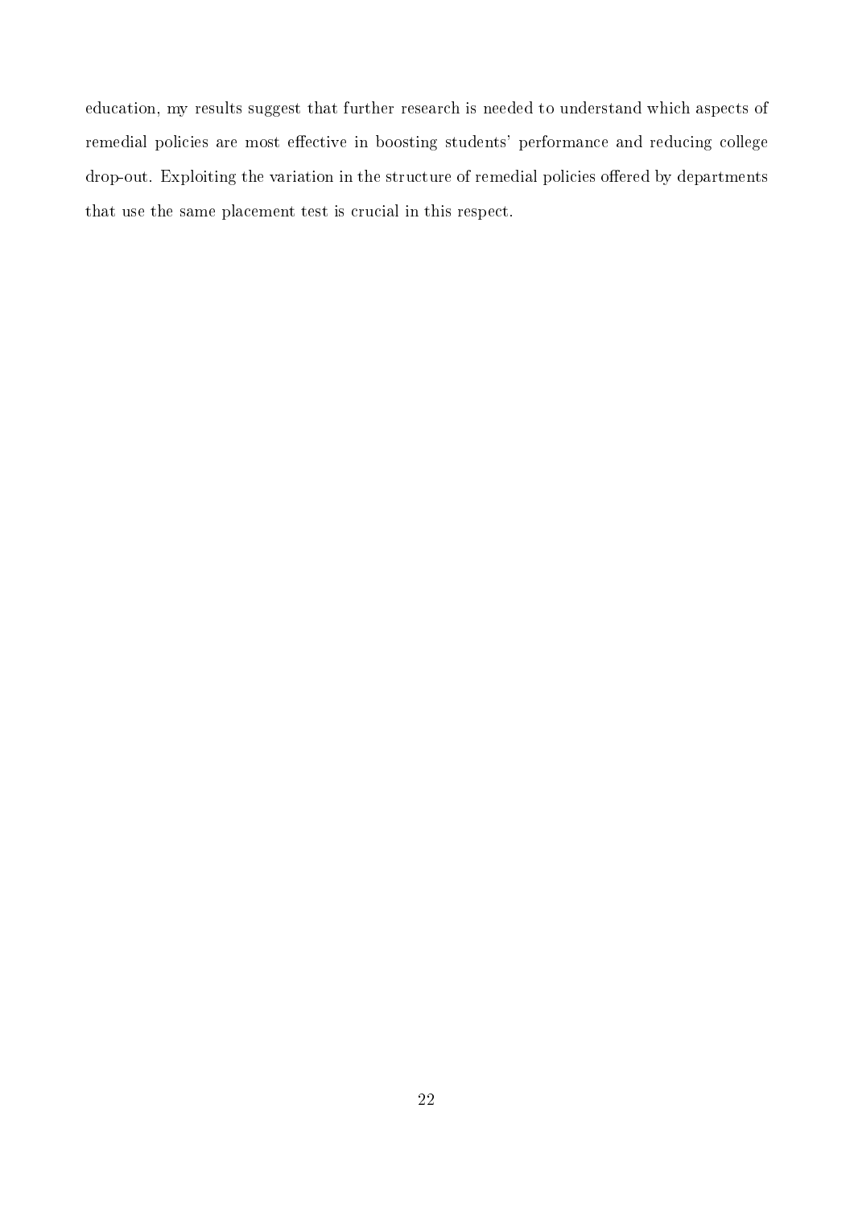education, my results suggest that further research is needed to understand which aspects of remedial policies are most effective in boosting students' performance and reducing college drop-out. Exploiting the variation in the structure of remedial policies offered by departments that use the same placement test is crucial in this respect.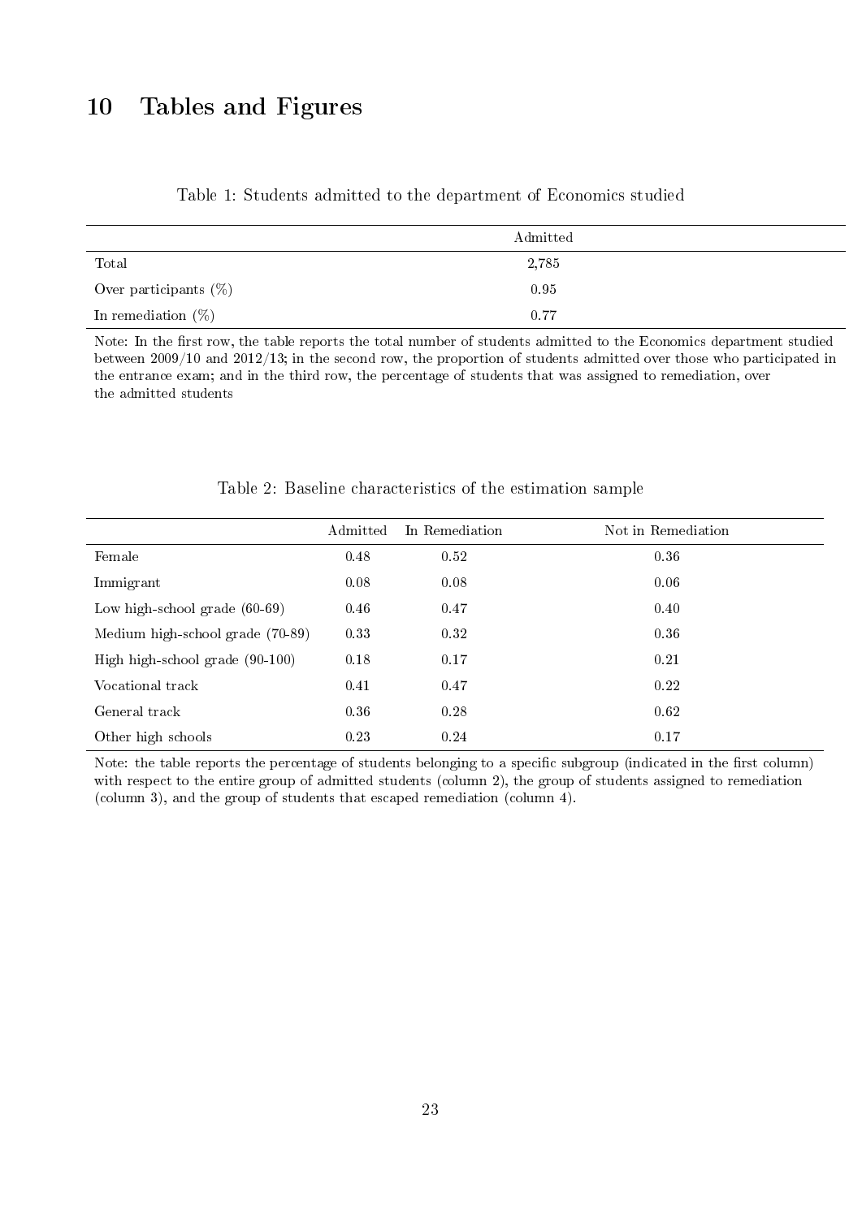# 10 Tables and Figures

Table 1: Students admitted to the department of Economics studied

| | Admitted |
|---|---|
| Total | 2,785 |
| Over participants (%) | 0.95 |
| In remediation (%) | 0.77 |

Note: In the first row, the table reports the total number of students admitted to the Economics department studied between 2009/10 and 2012/13; in the second row, the proportion of students admitted over those who participated in the entrance exam; and in the third row, the percentage of students that was assigned to remediation, over the admitted students

Table 2: Baseline characteristics of the estimation sample

| | Admitted | In Remediation | Not in Remediation |
|---|---|---|---|
| Female | 0.48 | 0.52 | 0.36 |
| Immigrant | 0.08 | 0.08 | 0.06 |
| Low high-school grade (60-69) | 0.46 | 0.47 | 0.40 |
| Medium high-school grade (70-89) | 0.33 | 0.32 | 0.36 |
| High high-school grade (90-100) | 0.18 | 0.17 | 0.21 |
| Vocational track | 0.41 | 0.47 | 0.22 |
| General track | 0.36 | 0.28 | 0.62 |
| Other high schools | 0.23 | 0.24 | 0.17 |

Note: the table reports the percentage of students belonging to a specific subgroup (indicated in the first column) with respect to the entire group of admitted students (column 2), the group of students assigned to remediation (column 3), and the group of students that escaped remediation (column 4).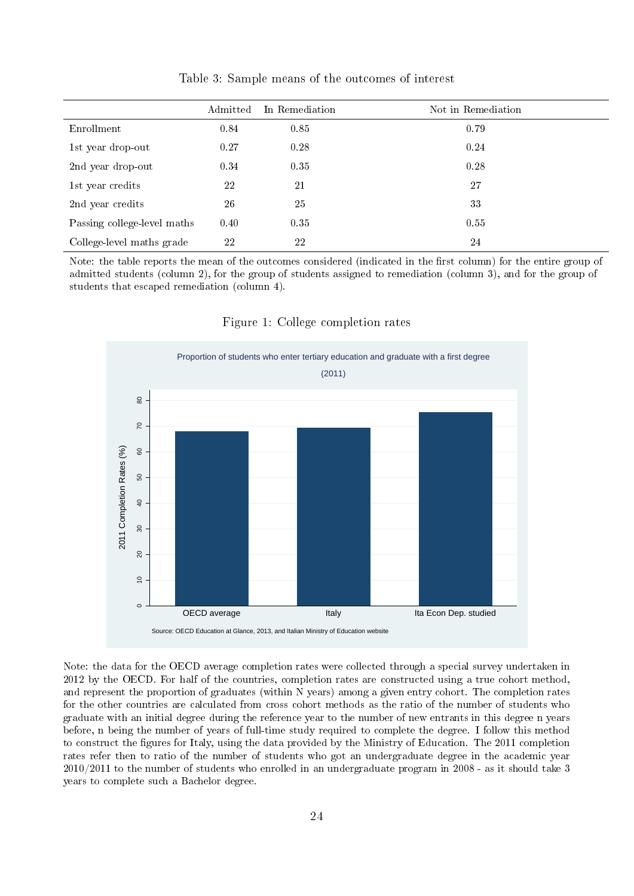Table 3: Sample means of the outcomes of interest

| | Admitted | In Remediation | Not in Remediation |
|---|---|---|---|
| Enrollment | 0.84 | 0.85 | 0.79 |
| 1st year drop-out | 0.27 | 0.28 | 0.24 |
| 2nd year drop-out | 0.34 | 0.35 | 0.28 |
| 1st year credits | 22 | 21 | 27 |
| 2nd year credits | 26 | 25 | 33 |
| Passing college-level maths | 0.40 | 0.35 | 0.55 |
| College-level maths grade | 22 | 22 | 24 |

Note: the table reports the mean of the outcomes considered (indicated in the first column) for the entire group of admitted students (column 2), for the group of students assigned to remediation (column 3), and for the group of students that escaped remediation (column 4).

Figure 1: College completion rates

Proportion of students who enter tertiary education and graduate with a first degree (2011)

Source: OECD Education at Glance, 2013, and Italian Ministry of Education website

Note: the data for the OECD average completion rates were collected through a special survey undertaken in 2012 by the OECD. For half of the countries, completion rates are constructed using a true cohort method, and represent the proportion of graduates (within N years) among a given entry cohort. The completion rates for the other countries are calculated from cross cohort methods as the ratio of the number of students who graduate with an initial degree during the reference year to the number of new entrants in this degree n years before, n being the number of years of full-time study required to complete the degree. I follow this method to construct the figures for Italy, using the data provided by the Ministry of Education. The 2011 completion rates refer then to ratio of the number of students who got an undergraduate degree in the academic year 2010/2011 to the number of students who enrolled in an undergraduate program in 2008 - as it should take 3 years to complete such a Bachelor degree.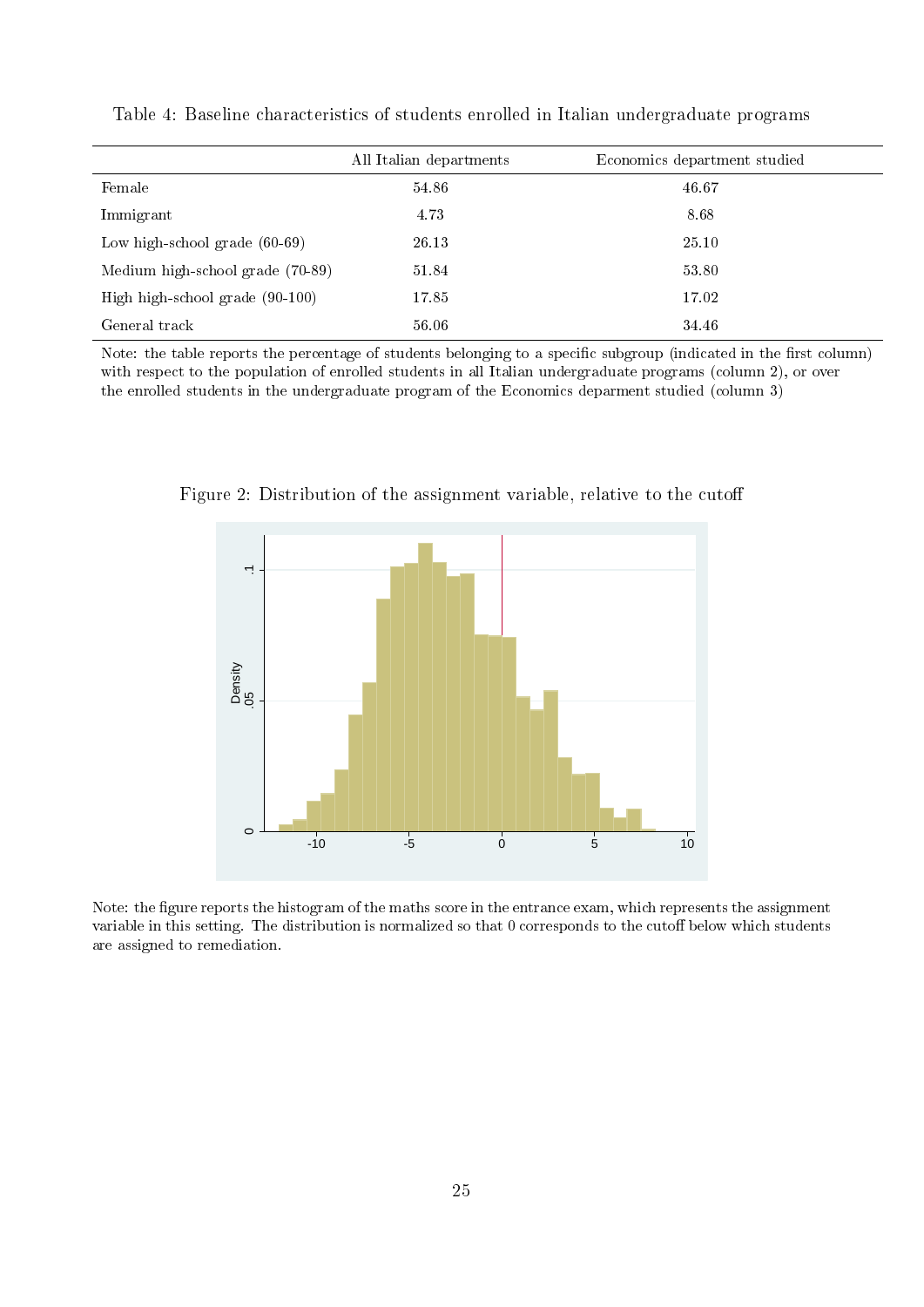Table 4: Baseline characteristics of students enrolled in Italian undergraduate programs

| | All Italian departments | Economics department studied |
|---|---|---|
| Female | 54.86 | 46.67 |
| Immigrant | 4.73 | 8.68 |
| Low high-school grade (60-69) | 26.13 | 25.10 |
| Medium high-school grade (70-89) | 51.84 | 53.80 |
| High high-school grade (90-100) | 17.85 | 17.02 |
| General track | 56.06 | 34.46 |

Note: the table reports the percentage of students belonging to a specific subgroup (indicated in the first column) with respect to the population of enrolled students in all Italian undergraduate programs (column 2), or over the enrolled students in the undergraduate program of the Economics deparment studied (column 3)

Figure 2: Distribution of the assignment variable, relative to the cutoff

Note: the figure reports the histogram of the maths score in the entrance exam, which represents the assignment variable in this setting. The distribution is normalized so that 0 corresponds to the cutoff below which students are assigned to remediation.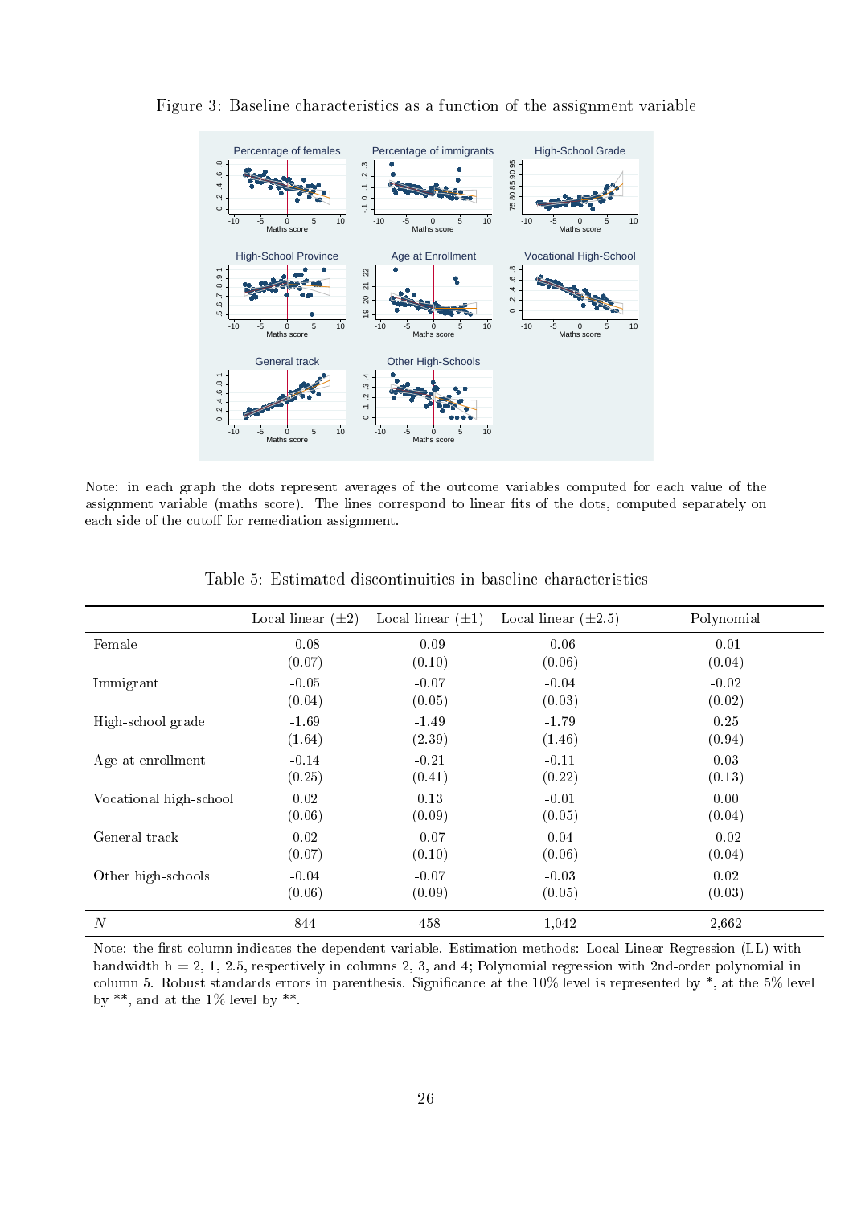Figure 3: Baseline characteristics as a function of the assignment variable

Note: in each graph the dots represent averages of the outcome variables computed for each value of the assignment variable (maths score). The lines correspond to linear fits of the dots, computed separately on each side of the cutoff for remediation assignment.

Table 5: Estimated discontinuities in baseline characteristics

| | Local linear ($\pm 2$) | Local linear ($\pm 1$) | Local linear ($\pm 2.5$) | Polynomial |
|---|---|---|---|---|
| Female | -0.08 | -0.09 | -0.06 | -0.01 |
| | (0.07) | (0.10) | (0.06) | (0.04) |
| Immigrant | -0.05 | -0.07 | -0.04 | -0.02 |
| | (0.04) | (0.05) | (0.03) | (0.02) |
| High-school grade | -1.69 | -1.49 | -1.79 | 0.25 |
| | (1.64) | (2.39) | (1.46) | (0.94) |
| Age at enrollment | -0.14 | -0.21 | -0.11 | 0.03 |
| | (0.25) | (0.41) | (0.22) | (0.13) |
| Vocational high-school | 0.02 | 0.13 | -0.01 | 0.00 |
| | (0.06) | (0.09) | (0.05) | (0.04) |
| General track | 0.02 | -0.07 | 0.04 | -0.02 |
| | (0.07) | (0.10) | (0.06) | (0.04) |
| Other high-schools | -0.04 | -0.07 | -0.03 | 0.02 |
| | (0.06) | (0.09) | (0.05) | (0.03) |
| $N$ | 844 | 458 | 1,042 | 2,662 |

Note: the first column indicates the dependent variable. Estimation methods: Local Linear Regression (LL) with bandwidth h = 2, 1, 2.5, respectively in columns 2, 3, and 4; Polynomial regression with 2nd-order polynomial in column 5. Robust standards errors in parenthesis. Significance at the 10% level is represented by *, at the 5% level by **, and at the 1% level by **.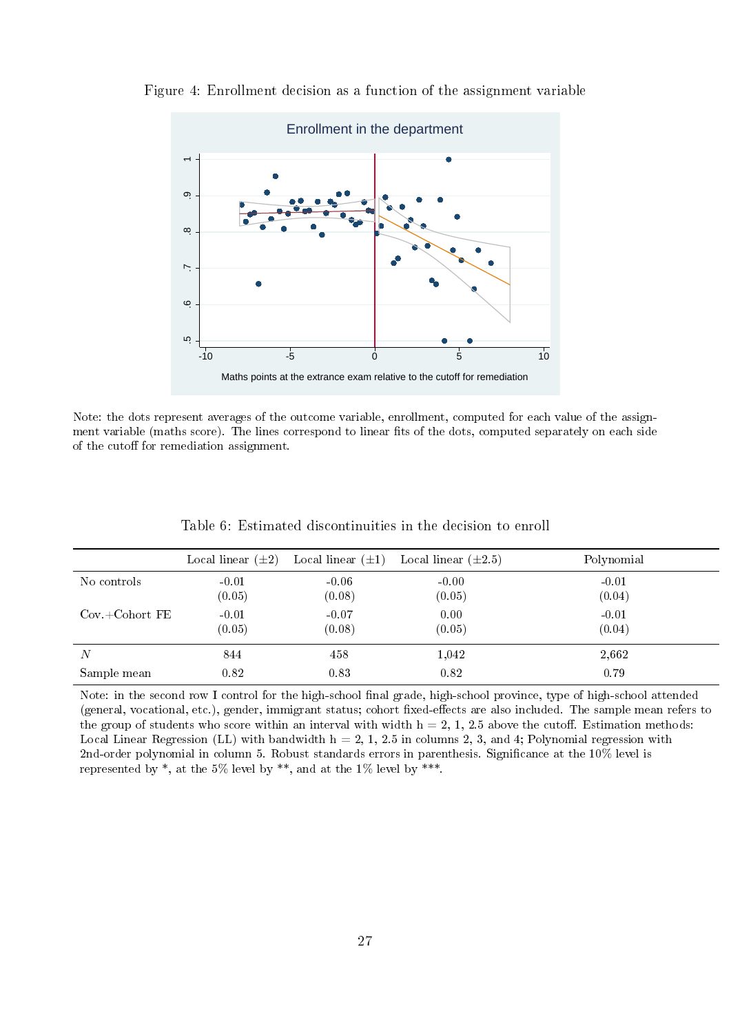Figure 4: Enrollment decision as a function of the assignment variable

Note: the dots represent averages of the outcome variable, enrollment, computed for each value of the assignment variable (maths score). The lines correspond to linear fits of the dots, computed separately on each side of the cutoff for remediation assignment.

Table 6: Estimated discontinuities in the decision to enroll

| | Local linear (±2) | Local linear (±1) | Local linear (±2.5) | Polynomial |
|---|---|---|---|---|
| No controls | -0.01 | -0.06 | -0.00 | -0.01 |
| | (0.05) | (0.08) | (0.05) | (0.04) |
| Cov.+Cohort FE | -0.01 | -0.07 | 0.00 | -0.01 |
| | (0.05) | (0.08) | (0.05) | (0.04) |
| $N$ | 844 | 458 | 1,042 | 2,662 |
| Sample mean | 0.82 | 0.83 | 0.82 | 0.79 |

Note: in the second row I control for the high-school final grade, high-school province, type of high-school attended (general, vocational, etc.), gender, immigrant status; cohort fixed-effects are also included. The sample mean refers to the group of students who score within an interval with width h = 2, 1, 2.5 above the cutoff. Estimation methods: Local Linear Regression (LL) with bandwidth h = 2, 1, 2.5 in columns 2, 3, and 4; Polynomial regression with 2nd-order polynomial in column 5. Robust standards errors in parenthesis. Significance at the 10% level is represented by *, at the 5% level by **, and at the 1% level by ***.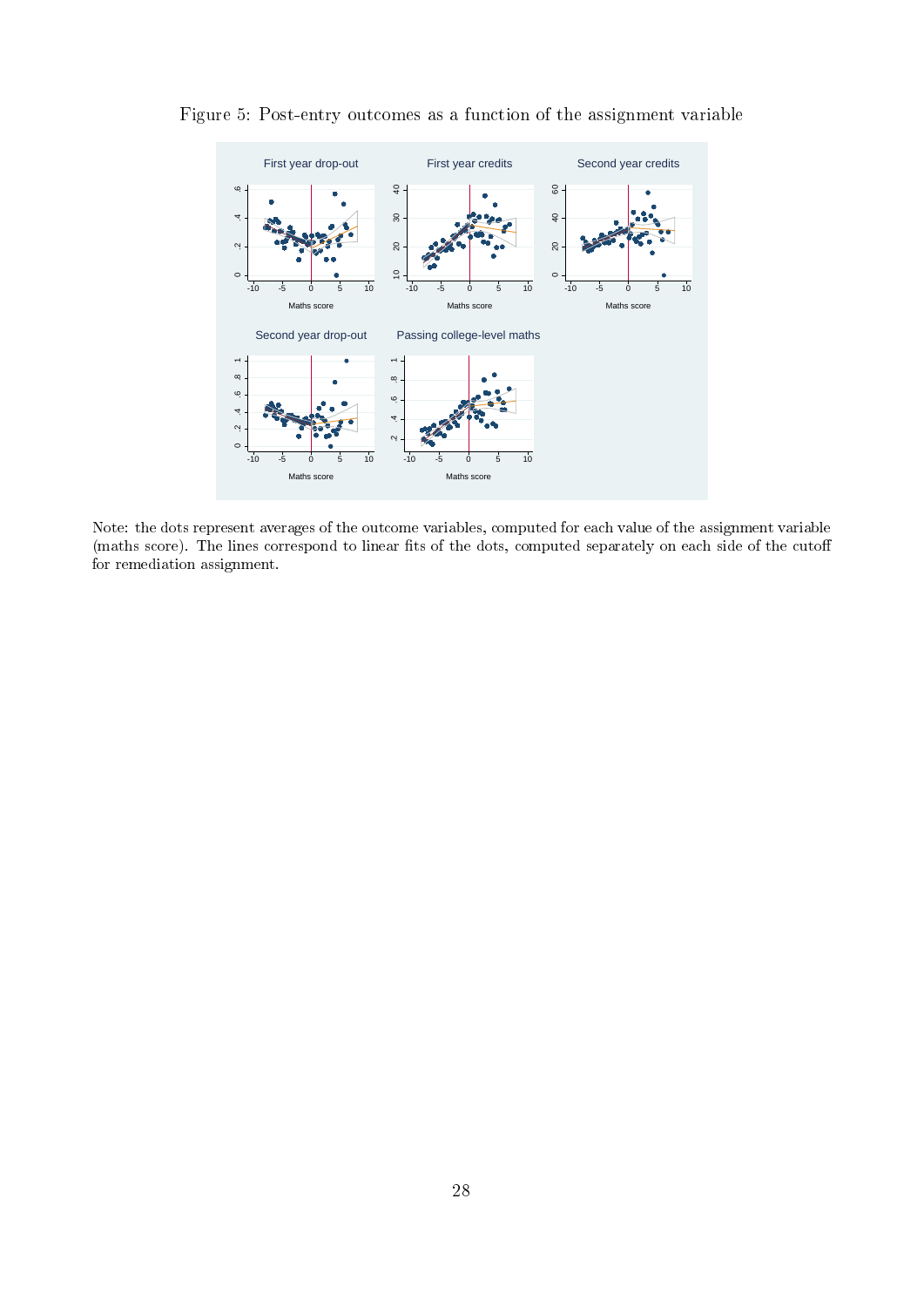Figure 5: Post-entry outcomes as a function of the assignment variable

Note: the dots represent averages of the outcome variables, computed for each value of the assignment variable (maths score). The lines correspond to linear fits of the dots, computed separately on each side of the cutoff for remediation assignment.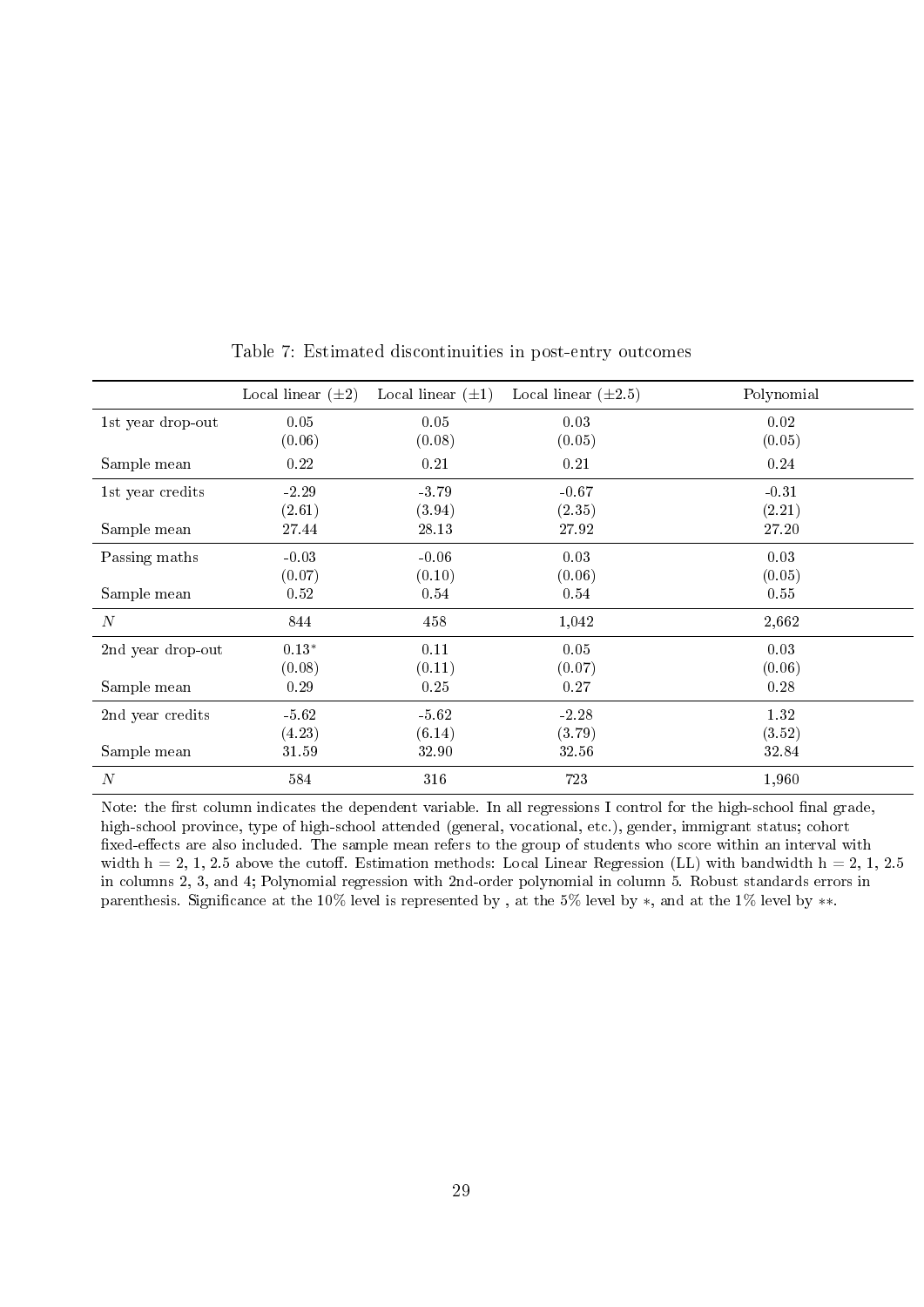Table 7: Estimated discontinuities in post-entry outcomes

| | Local linear (±2) | Local linear (±1) | Local linear (±2.5) | Polynomial |
|---|---|---|---|---|
| 1st year drop-out | 0.05 | 0.05 | 0.03 | 0.02 |
| | (0.06) | (0.08) | (0.05) | (0.05) |
| Sample mean | 0.22 | 0.21 | 0.21 | 0.24 |
| 1st year credits | -2.29 | -3.79 | -0.67 | -0.31 |
| | (2.61) | (3.94) | (2.35) | (2.21) |
| Sample mean | 27.44 | 28.13 | 27.92 | 27.20 |
| Passing maths | -0.03 | -0.06 | 0.03 | 0.03 |
| | (0.07) | (0.10) | (0.06) | (0.05) |
| Sample mean | 0.52 | 0.54 | 0.54 | 0.55 |
| $N$ | 844 | 458 | 1,042 | 2,662 |
| 2nd year drop-out | $0.13^{*}$ | 0.11 | 0.05 | 0.03 |
| | (0.08) | (0.11) | (0.07) | (0.06) |
| Sample mean | 0.29 | 0.25 | 0.27 | 0.28 |
| 2nd year credits | -5.62 | -5.62 | -2.28 | 1.32 |
| | (4.23) | (6.14) | (3.79) | (3.52) |
| Sample mean | 31.59 | 32.90 | 32.56 | 32.84 |
| $N$ | 584 | 316 | 723 | 1,960 |

Note: the first column indicates the dependent variable. In all regressions I control for the high-school final grade, high-school province, type of high-school attended (general, vocational, etc.), gender, immigrant status; cohort fixed-effects are also included. The sample mean refers to the group of students who score within an interval with width h = 2, 1, 2.5 above the cutoff. Estimation methods: Local Linear Regression (LL) with bandwidth h = 2, 1, 2.5 in columns 2, 3, and 4; Polynomial regression with 2nd-order polynomial in column 5. Robust standards errors in parenthesis. Significance at the 10% level is represented by , at the 5% level by $*$, and at the 1% level by $**$.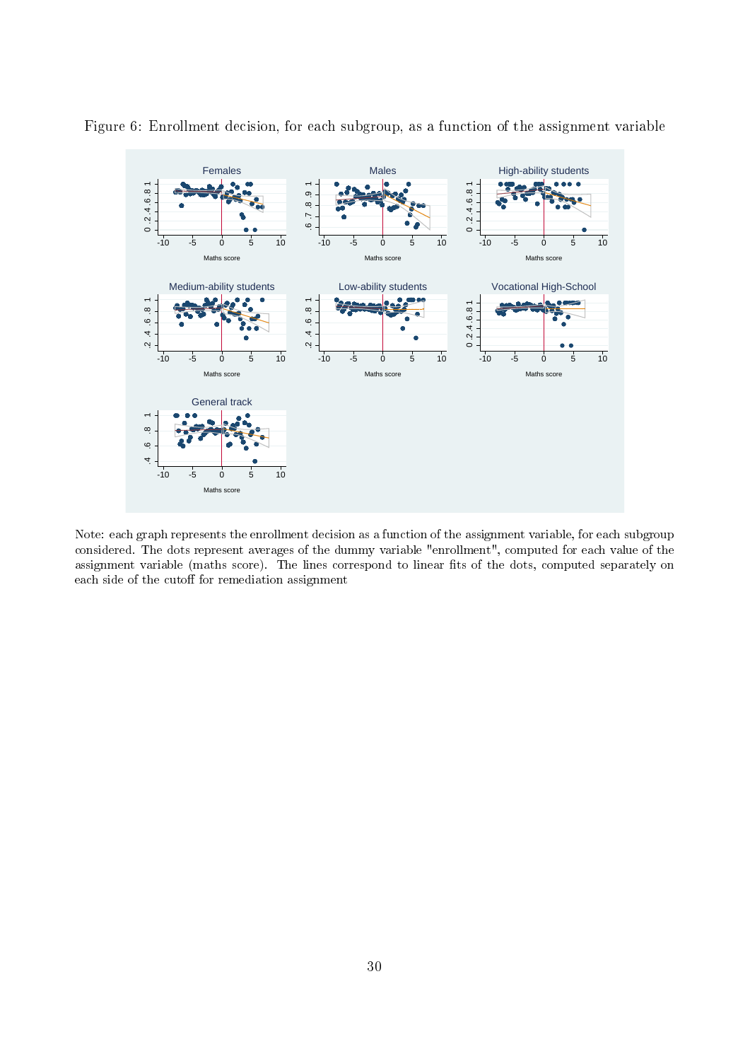Figure 6: Enrollment decision, for each subgroup, as a function of the assignment variable

Note: each graph represents the enrollment decision as a function of the assignment variable, for each subgroup considered. The dots represent averages of the dummy variable "enrollment", computed for each value of the assignment variable (maths score). The lines correspond to linear fits of the dots, computed separately on each side of the cutoff for remediation assignment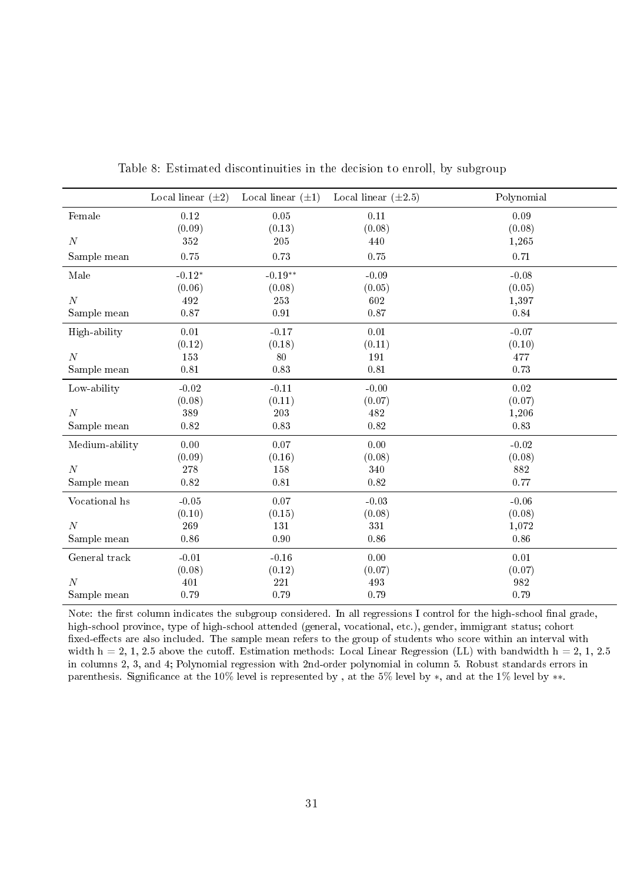Table 8: Estimated discontinuities in the decision to enroll, by subgroup

| | Local linear (±2) | Local linear (±1) | Local linear (±2.5) | Polynomial |
|---|---|---|---|---|
| Female | 0.12 | 0.05 | 0.11 | 0.09 |
| | (0.09) | (0.13) | (0.08) | (0.08) |
| $N$ | 352 | 205 | 440 | 1,265 |
| Sample mean | 0.75 | 0.73 | 0.75 | 0.71 |
| Male | -0.12* | -0.19** | -0.09 | -0.08 |
| | (0.06) | (0.08) | (0.05) | (0.05) |
| $N$ | 492 | 253 | 602 | 1,397 |
| Sample mean | 0.87 | 0.91 | 0.87 | 0.84 |
| High-ability | 0.01 | -0.17 | 0.01 | -0.07 |
| | (0.12) | (0.18) | (0.11) | (0.10) |
| $N$ | 153 | 80 | 191 | 477 |
| Sample mean | 0.81 | 0.83 | 0.81 | 0.73 |
| Low-ability | -0.02 | -0.11 | -0.00 | 0.02 |
| | (0.08) | (0.11) | (0.07) | (0.07) |
| $N$ | 389 | 203 | 482 | 1,206 |
| Sample mean | 0.82 | 0.83 | 0.82 | 0.83 |
| Medium-ability | 0.00 | 0.07 | 0.00 | -0.02 |
| | (0.09) | (0.16) | (0.08) | (0.08) |
| $N$ | 278 | 158 | 340 | 882 |
| Sample mean | 0.82 | 0.81 | 0.82 | 0.77 |
| Vocational hs | -0.05 | 0.07 | -0.03 | -0.06 |
| | (0.10) | (0.15) | (0.08) | (0.08) |
| $N$ | 269 | 131 | 331 | 1,072 |
| Sample mean | 0.86 | 0.90 | 0.86 | 0.86 |
| General track | -0.01 | -0.16 | 0.00 | 0.01 |
| | (0.08) | (0.12) | (0.07) | (0.07) |
| $N$ | 401 | 221 | 493 | 982 |
| Sample mean | 0.79 | 0.79 | 0.79 | 0.79 |

Note: the first column indicates the subgroup considered. In all regressions I control for the high-school final grade, high-school province, type of high-school attended (general, vocational, etc.), gender, immigrant status; cohort fixed-effects are also included. The sample mean refers to the group of students who score within an interval with width h = 2, 1, 2.5 above the cutoff. Estimation methods: Local Linear Regression (LL) with bandwidth h = 2, 1, 2.5 in columns 2, 3, and 4; Polynomial regression with 2nd-order polynomial in column 5. Robust standards errors in parenthesis. Significance at the 10% level is represented by , at the 5% level by $*$, and at the 1% level by $**$.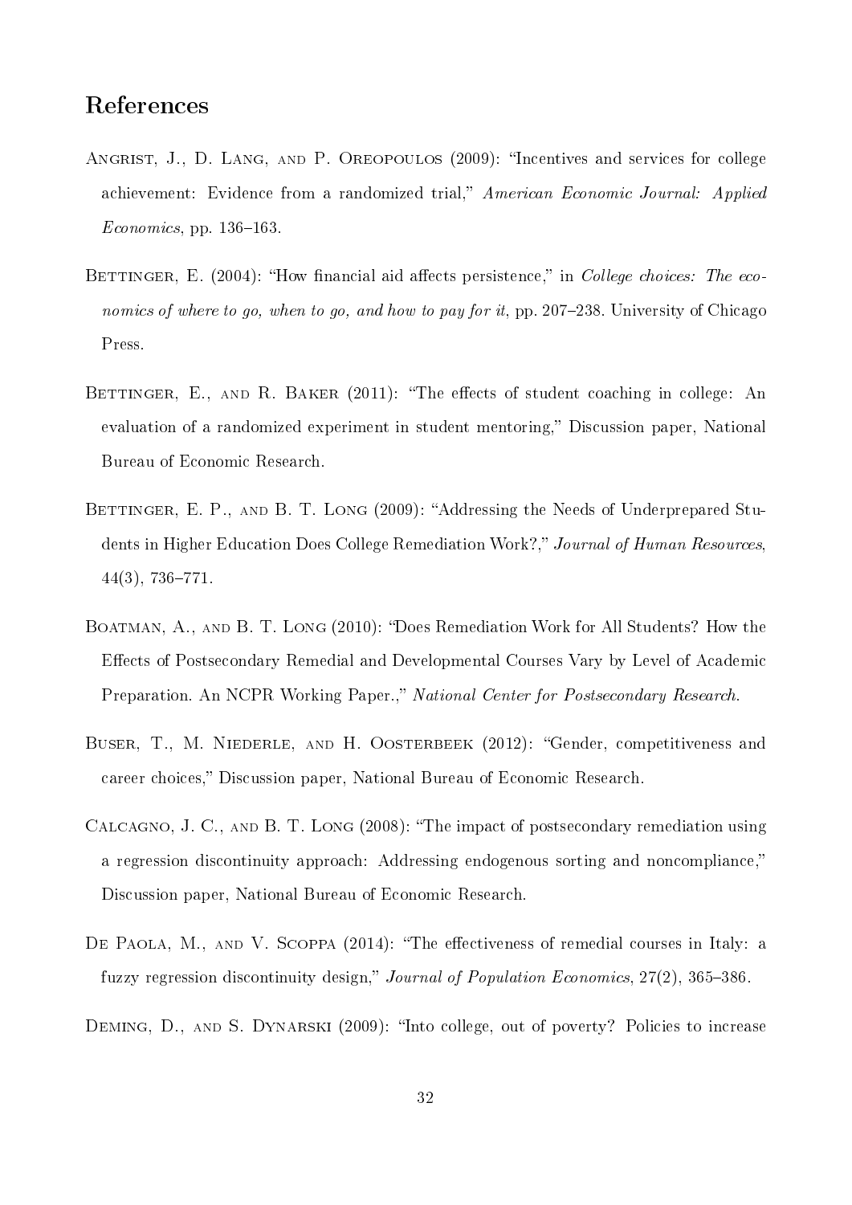# References

Angrist, J., D. Lang, and P. Oreopoulos (2009): "Incentives and services for college achievement: Evidence from a randomized trial," *American Economic Journal: Applied Economics*, pp. 136–163.

Bettinger, E. (2004): "How financial aid affects persistence," in *College choices: The economics of where to go, when to go, and how to pay for it*, pp. 207–238. University of Chicago Press.

Bettinger, E., and R. Baker (2011): "The effects of student coaching in college: An evaluation of a randomized experiment in student mentoring," Discussion paper, National Bureau of Economic Research.

Bettinger, E. P., and B. T. Long (2009): "Addressing the Needs of Underprepared Students in Higher Education Does College Remediation Work?," *Journal of Human Resources*, 44(3), 736–771.

Boatman, A., and B. T. Long (2010): "Does Remediation Work for All Students? How the Effects of Postsecondary Remedial and Developmental Courses Vary by Level of Academic Preparation. An NCPR Working Paper.," *National Center for Postsecondary Research*.

Buser, T., M. Niederle, and H. Oosterbeek (2012): "Gender, competitiveness and career choices," Discussion paper, National Bureau of Economic Research.

Calcagno, J. C., and B. T. Long (2008): "The impact of postsecondary remediation using a regression discontinuity approach: Addressing endogenous sorting and noncompliance," Discussion paper, National Bureau of Economic Research.

De Paola, M., and V. Scoppa (2014): "The effectiveness of remedial courses in Italy: a fuzzy regression discontinuity design," *Journal of Population Economics*, 27(2), 365–386.

Deming, D., and S. Dynarski (2009): "Into college, out of poverty? Policies to increase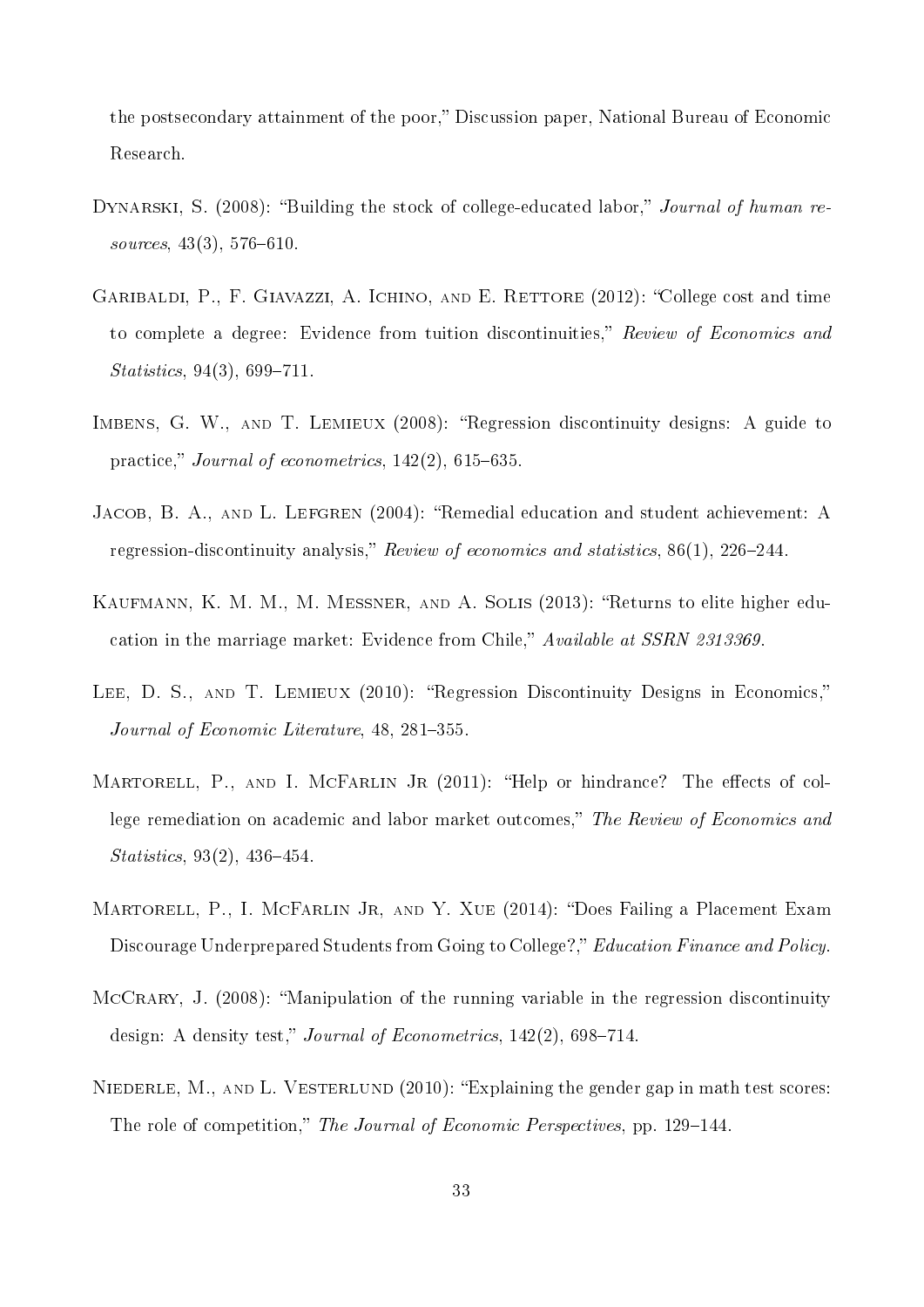the postsecondary attainment of the poor," Discussion paper, National Bureau of Economic Research.

Dynarski, S. (2008): "Building the stock of college-educated labor," *Journal of human resources*, 43(3), 576–610.

Garibaldi, P., F. Giavazzi, A. Ichino, and E. Rettore (2012): "College cost and time to complete a degree: Evidence from tuition discontinuities," *Review of Economics and Statistics*, 94(3), 699–711.

Imbens, G. W., and T. Lemieux (2008): "Regression discontinuity designs: A guide to practice," *Journal of econometrics*, 142(2), 615–635.

Jacob, B. A., and L. Lefgren (2004): "Remedial education and student achievement: A regression-discontinuity analysis," *Review of economics and statistics*, 86(1), 226–244.

Kaufmann, K. M. M., M. Messner, and A. Solis (2013): "Returns to elite higher education in the marriage market: Evidence from Chile," *Available at SSRN 2313369*.

Lee, D. S., and T. Lemieux (2010): "Regression Discontinuity Designs in Economics," *Journal of Economic Literature*, 48, 281–355.

Martorell, P., and I. McFarlin Jr (2011): "Help or hindrance? The effects of college remediation on academic and labor market outcomes," *The Review of Economics and Statistics*, 93(2), 436–454.

Martorell, P., I. McFarlin Jr, and Y. Xue (2014): "Does Failing a Placement Exam Discourage Underprepared Students from Going to College?," *Education Finance and Policy*.

McCrary, J. (2008): "Manipulation of the running variable in the regression discontinuity design: A density test," *Journal of Econometrics*, 142(2), 698–714.

Niederle, M., and L. Vesterlund (2010): "Explaining the gender gap in math test scores: The role of competition," *The Journal of Economic Perspectives*, pp. 129–144.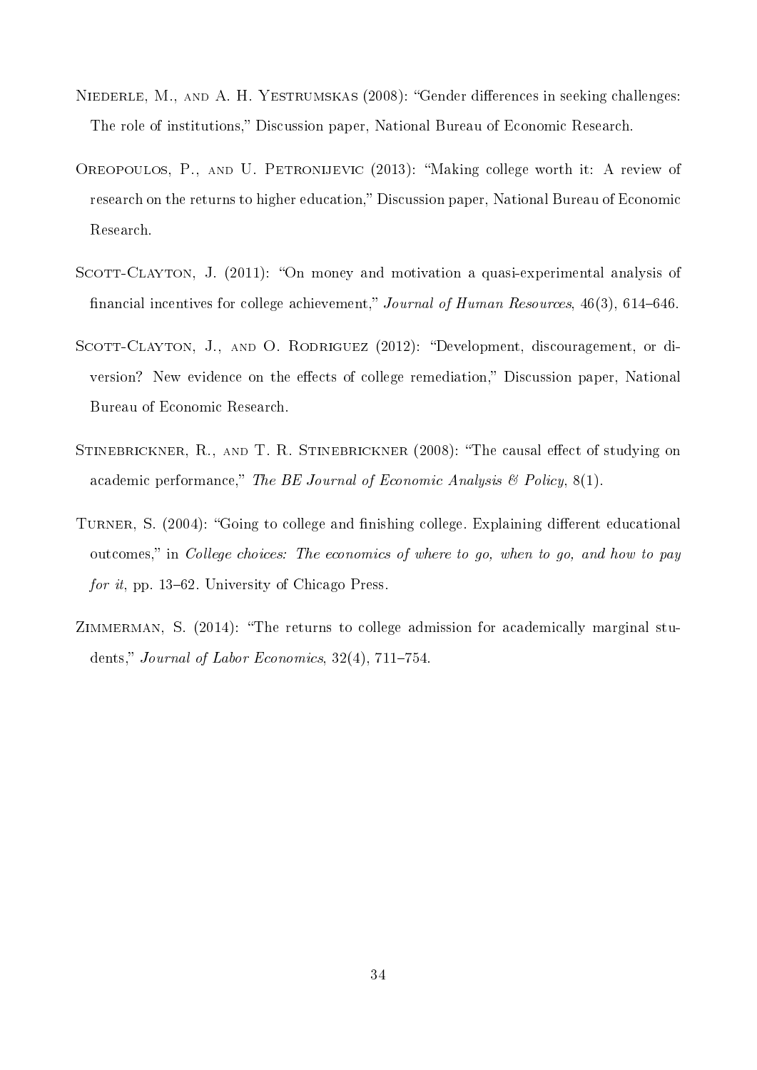Niederle, M., and A. H. Yestrumskas (2008): "Gender differences in seeking challenges: The role of institutions," Discussion paper, National Bureau of Economic Research.

Oreopoulos, P., and U. Petronijevic (2013): "Making college worth it: A review of research on the returns to higher education," Discussion paper, National Bureau of Economic Research.

Scott-Clayton, J. (2011): "On money and motivation a quasi-experimental analysis of financial incentives for college achievement," *Journal of Human Resources*, 46(3), 614–646.

Scott-Clayton, J., and O. Rodriguez (2012): "Development, discouragement, or diversion? New evidence on the effects of college remediation," Discussion paper, National Bureau of Economic Research.

Stinebrickner, R., and T. R. Stinebrickner (2008): "The causal effect of studying on academic performance," *The BE Journal of Economic Analysis & Policy*, 8(1).

Turner, S. (2004): "Going to college and finishing college. Explaining different educational outcomes," in *College choices: The economics of where to go, when to go, and how to pay for it*, pp. 13–62. University of Chicago Press.

Zimmerman, S. (2014): "The returns to college admission for academically marginal students," *Journal of Labor Economics*, 32(4), 711–754.